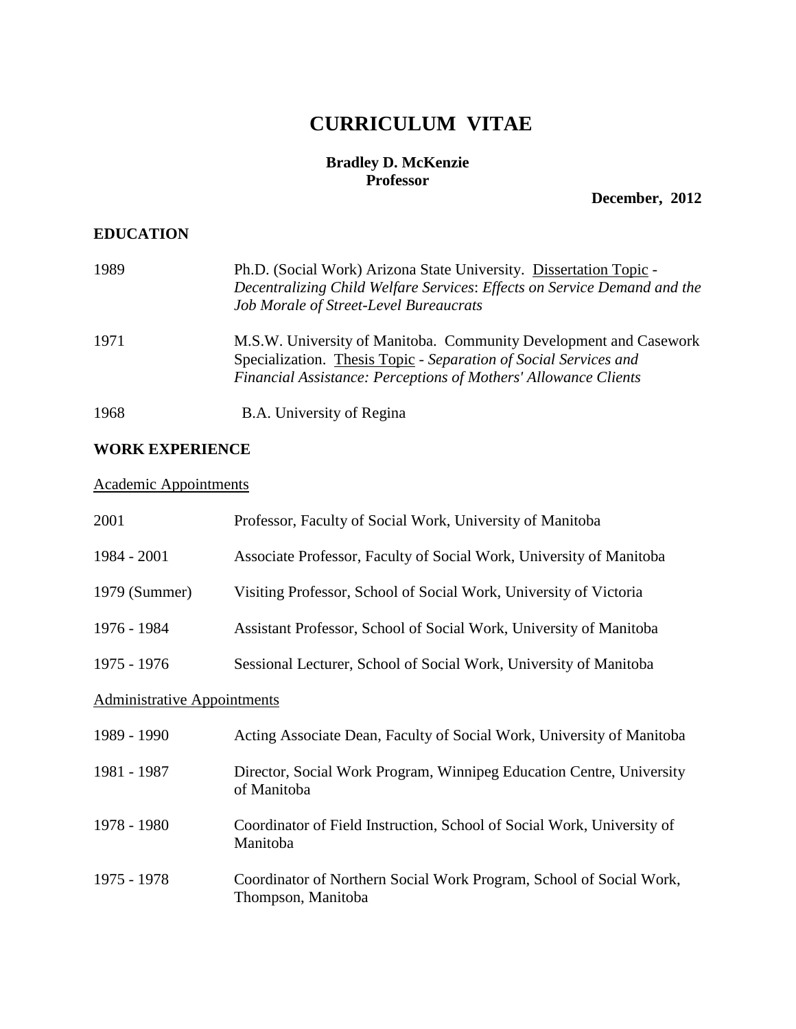# CURRICULUM VITAE

**Bradley D. McKenzie**
**Professor**

**December, 2012**

## EDUCATION

| | |
|---|---|
| 1989 | Ph.D. (Social Work) Arizona State University. Dissertation Topic - *Decentralizing Child Welfare Services*: *Effects on Service Demand and the Job Morale of Street-Level Bureaucrats* |
| 1971 | M.S.W. University of Manitoba. Community Development and Casework Specialization. Thesis Topic - *Separation of Social Services and Financial Assistance: Perceptions of Mothers' Allowance Clients* |
| 1968 | B.A. University of Regina |

## WORK EXPERIENCE

### Academic Appointments

| | |
|---|---|
| 2001 | Professor, Faculty of Social Work, University of Manitoba |
| 1984 - 2001 | Associate Professor, Faculty of Social Work, University of Manitoba |
| 1979 (Summer) | Visiting Professor, School of Social Work, University of Victoria |
| 1976 - 1984 | Assistant Professor, School of Social Work, University of Manitoba |
| 1975 - 1976 | Sessional Lecturer, School of Social Work, University of Manitoba |

### Administrative Appointments

| | |
|---|---|
| 1989 - 1990 | Acting Associate Dean, Faculty of Social Work, University of Manitoba |
| 1981 - 1987 | Director, Social Work Program, Winnipeg Education Centre, University of Manitoba |
| 1978 - 1980 | Coordinator of Field Instruction, School of Social Work, University of Manitoba |
| 1975 - 1978 | Coordinator of Northern Social Work Program, School of Social Work, Thompson, Manitoba |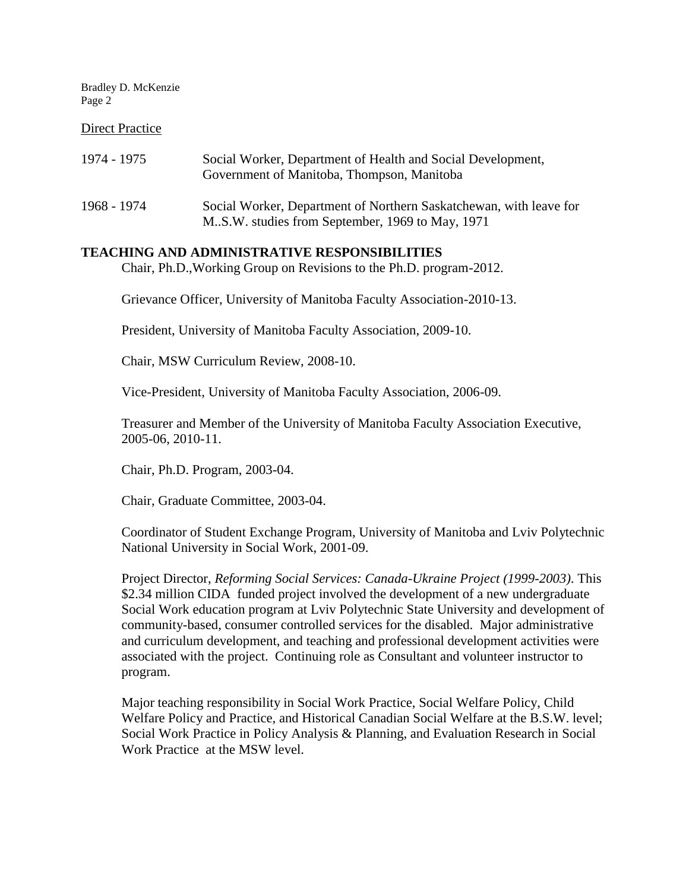Direct Practice

| | |
|---|---|
| 1974 - 1975 | Social Worker, Department of Health and Social Development, Government of Manitoba, Thompson, Manitoba |
| 1968 - 1974 | Social Worker, Department of Northern Saskatchewan, with leave for M..S.W. studies from September, 1969 to May, 1971 |

## TEACHING AND ADMINISTRATIVE RESPONSIBILITIES

Chair, Ph.D.,Working Group on Revisions to the Ph.D. program-2012.

Grievance Officer, University of Manitoba Faculty Association-2010-13.

President, University of Manitoba Faculty Association, 2009-10.

Chair, MSW Curriculum Review, 2008-10.

Vice-President, University of Manitoba Faculty Association, 2006-09.

Treasurer and Member of the University of Manitoba Faculty Association Executive, 2005-06, 2010-11.

Chair, Ph.D. Program, 2003-04.

Chair, Graduate Committee, 2003-04.

Coordinator of Student Exchange Program, University of Manitoba and Lviv Polytechnic National University in Social Work, 2001-09.

Project Director, *Reforming Social Services: Canada-Ukraine Project (1999-2003)*. This $2.34 million CIDA funded project involved the development of a new undergraduate Social Work education program at Lviv Polytechnic State University and development of community-based, consumer controlled services for the disabled. Major administrative and curriculum development, and teaching and professional development activities were associated with the project. Continuing role as Consultant and volunteer instructor to program.

Major teaching responsibility in Social Work Practice, Social Welfare Policy, Child Welfare Policy and Practice, and Historical Canadian Social Welfare at the B.S.W. level; Social Work Practice in Policy Analysis & Planning, and Evaluation Research in Social Work Practice at the MSW level.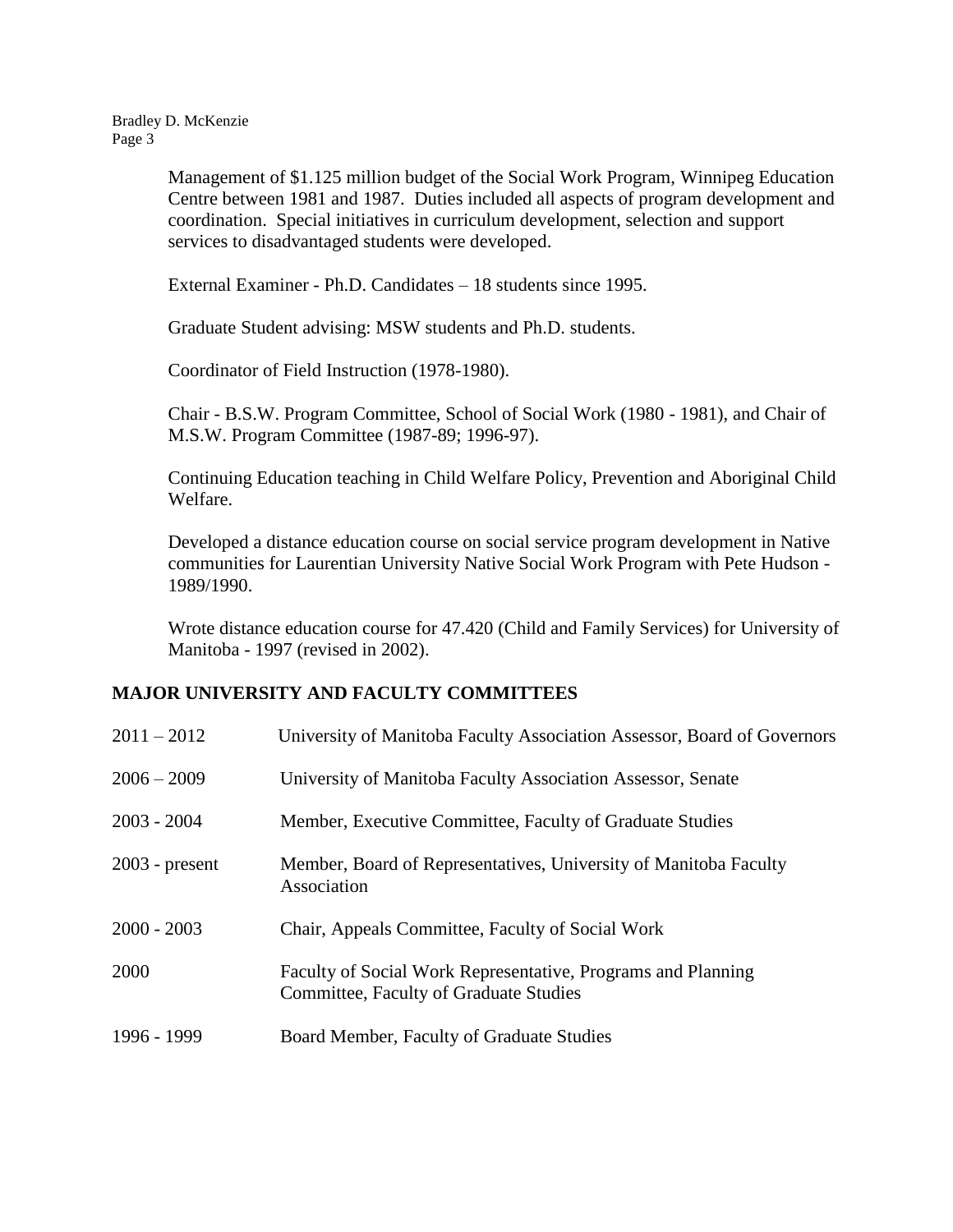Management of $1.125 million budget of the Social Work Program, Winnipeg Education Centre between 1981 and 1987. Duties included all aspects of program development and coordination. Special initiatives in curriculum development, selection and support services to disadvantaged students were developed.

External Examiner - Ph.D. Candidates – 18 students since 1995.

Graduate Student advising: MSW students and Ph.D. students.

Coordinator of Field Instruction (1978-1980).

Chair - B.S.W. Program Committee, School of Social Work (1980 - 1981), and Chair of M.S.W. Program Committee (1987-89; 1996-97).

Continuing Education teaching in Child Welfare Policy, Prevention and Aboriginal Child Welfare.

Developed a distance education course on social service program development in Native communities for Laurentian University Native Social Work Program with Pete Hudson - 1989/1990.

Wrote distance education course for 47.420 (Child and Family Services) for University of Manitoba - 1997 (revised in 2002).

## MAJOR UNIVERSITY AND FACULTY COMMITTEES

| | |
|---|---|
| 2011 – 2012 | University of Manitoba Faculty Association Assessor, Board of Governors |
| 2006 – 2009 | University of Manitoba Faculty Association Assessor, Senate |
| 2003 - 2004 | Member, Executive Committee, Faculty of Graduate Studies |
| 2003 - present | Member, Board of Representatives, University of Manitoba Faculty Association |
| 2000 - 2003 | Chair, Appeals Committee, Faculty of Social Work |
| 2000 | Faculty of Social Work Representative, Programs and Planning Committee, Faculty of Graduate Studies |
| 1996 - 1999 | Board Member, Faculty of Graduate Studies |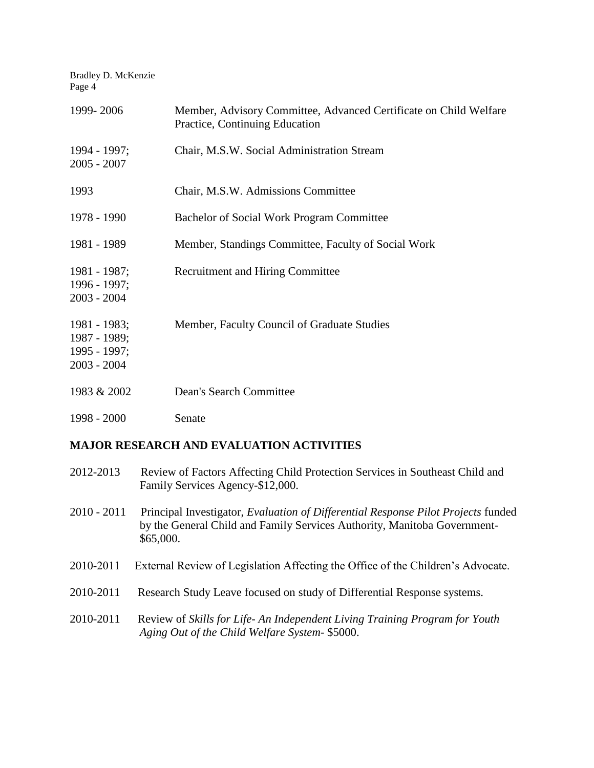| | |
|---|---|
| 1999- 2006 | Member, Advisory Committee, Advanced Certificate on Child Welfare Practice, Continuing Education |
| 1994 - 1997; 2005 - 2007 | Chair, M.S.W. Social Administration Stream |
| 1993 | Chair, M.S.W. Admissions Committee |
| 1978 - 1990 | Bachelor of Social Work Program Committee |
| 1981 - 1989 | Member, Standings Committee, Faculty of Social Work |
| 1981 - 1987; 1996 - 1997; 2003 - 2004 | Recruitment and Hiring Committee |
| 1981 - 1983; 1987 - 1989; 1995 - 1997; 2003 - 2004 | Member, Faculty Council of Graduate Studies |
| 1983 & 2002 | Dean's Search Committee |
| 1998 - 2000 | Senate |

## MAJOR RESEARCH AND EVALUATION ACTIVITIES

2012-2013 Review of Factors Affecting Child Protection Services in Southeast Child and Family Services Agency-$12,000.

2010 - 2011 Principal Investigator, *Evaluation of Differential Response Pilot Projects* funded by the General Child and Family Services Authority, Manitoba Government- $65,000.

2010-2011 External Review of Legislation Affecting the Office of the Children's Advocate.

2010-2011 Research Study Leave focused on study of Differential Response systems.

2010-2011 Review of *Skills for Life- An Independent Living Training Program for Youth Aging Out of the Child Welfare System*- $5000.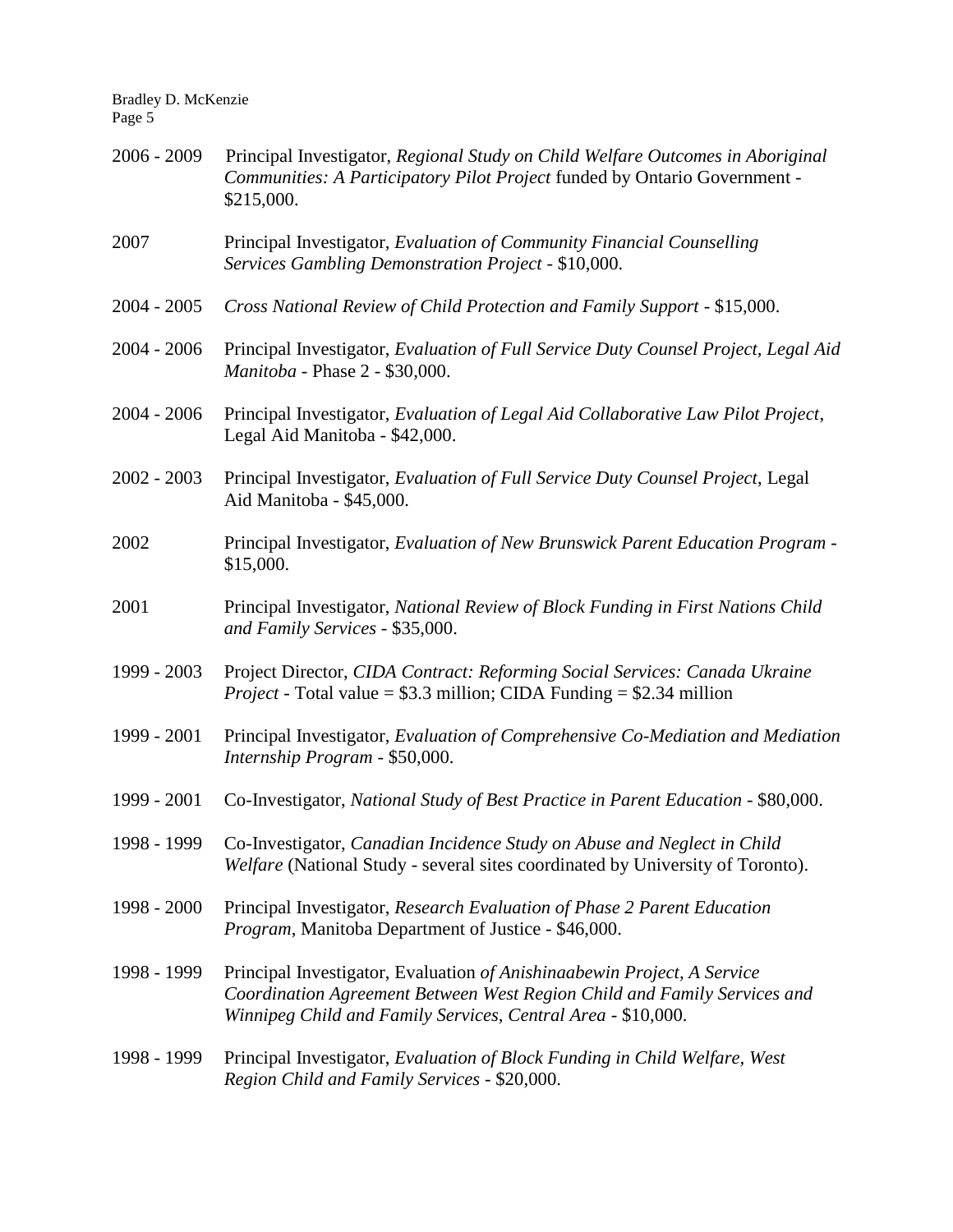2006 - 2009 Principal Investigator, *Regional Study on Child Welfare Outcomes in Aboriginal Communities: A Participatory Pilot Project* funded by Ontario Government - $215,000.

2007 Principal Investigator, *Evaluation of Community Financial Counselling Services Gambling Demonstration Project* - $10,000.

2004 - 2005 *Cross National Review of Child Protection and Family Support* - $15,000.

2004 - 2006 Principal Investigator, *Evaluation of Full Service Duty Counsel Project, Legal Aid Manitoba* - Phase 2 - $30,000.

2004 - 2006 Principal Investigator, *Evaluation of Legal Aid Collaborative Law Pilot Project*, Legal Aid Manitoba - $42,000.

2002 - 2003 Principal Investigator, *Evaluation of Full Service Duty Counsel Project*, Legal Aid Manitoba - $45,000.

2002 Principal Investigator, *Evaluation of New Brunswick Parent Education Program* - $15,000.

2001 Principal Investigator, *National Review of Block Funding in First Nations Child and Family Services* - $35,000.

1999 - 2003 Project Director, *CIDA Contract: Reforming Social Services: Canada Ukraine Project* - Total value = $3.3 million; CIDA Funding = $2.34 million

1999 - 2001 Principal Investigator, *Evaluation of Comprehensive Co-Mediation and Mediation Internship Program* - $50,000.

1999 - 2001 Co-Investigator, *National Study of Best Practice in Parent Education* - $80,000.

1998 - 1999 Co-Investigator, *Canadian Incidence Study on Abuse and Neglect in Child Welfare* (National Study - several sites coordinated by University of Toronto).

1998 - 2000 Principal Investigator, *Research Evaluation of Phase 2 Parent Education Program*, Manitoba Department of Justice - $46,000.

1998 - 1999 Principal Investigator, Evaluation *of Anishinaabewin Project, A Service Coordination Agreement Between West Region Child and Family Services and Winnipeg Child and Family Services, Central Area* - $10,000.

1998 - 1999 Principal Investigator, *Evaluation of Block Funding in Child Welfare, West Region Child and Family Services* - $20,000.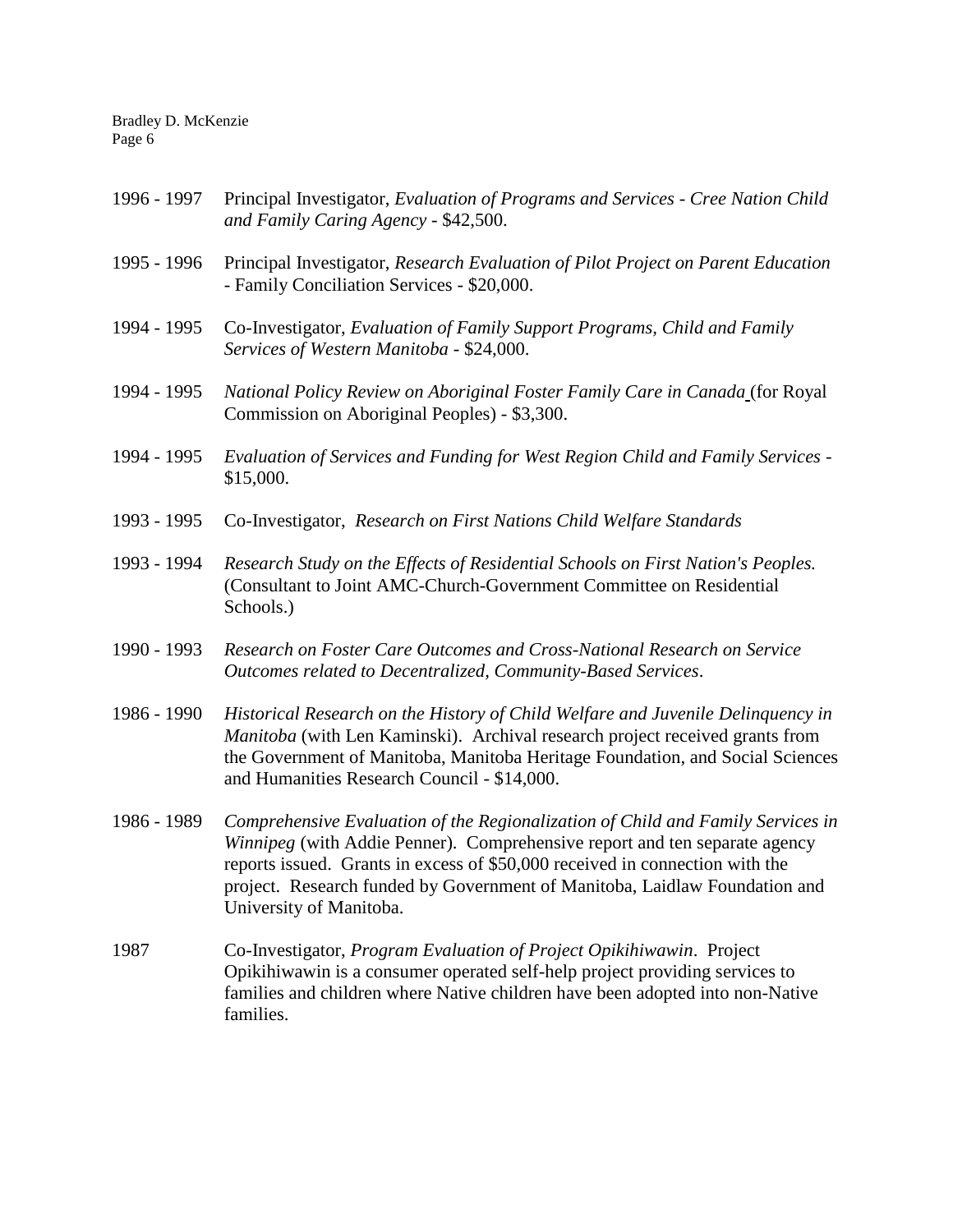1996 - 1997 Principal Investigator, *Evaluation of Programs and Services - Cree Nation Child and Family Caring Agency* - $42,500.

1995 - 1996 Principal Investigator, *Research Evaluation of Pilot Project on Parent Education* - Family Conciliation Services - $20,000.

1994 - 1995 Co-Investigator, *Evaluation of Family Support Programs, Child and Family Services of Western Manitoba* - $24,000.

1994 - 1995 *National Policy Review on Aboriginal Foster Family Care in Canada* (for Royal Commission on Aboriginal Peoples) - $3,300.

1994 - 1995 *Evaluation of Services and Funding for West Region Child and Family Services* - $15,000.

1993 - 1995 Co-Investigator, *Research on First Nations Child Welfare Standards*

1993 - 1994 *Research Study on the Effects of Residential Schools on First Nation's Peoples.* (Consultant to Joint AMC-Church-Government Committee on Residential Schools.)

1990 - 1993 *Research on Foster Care Outcomes and Cross-National Research on Service Outcomes related to Decentralized, Community-Based Services*.

1986 - 1990 *Historical Research on the History of Child Welfare and Juvenile Delinquency in Manitoba* (with Len Kaminski). Archival research project received grants from the Government of Manitoba, Manitoba Heritage Foundation, and Social Sciences and Humanities Research Council - $14,000.

1986 - 1989 *Comprehensive Evaluation of the Regionalization of Child and Family Services in Winnipeg* (with Addie Penner). Comprehensive report and ten separate agency reports issued. Grants in excess of $50,000 received in connection with the project. Research funded by Government of Manitoba, Laidlaw Foundation and University of Manitoba.

1987 Co-Investigator, *Program Evaluation of Project Opikihiwawin*. Project Opikihiwawin is a consumer operated self-help project providing services to families and children where Native children have been adopted into non-Native families.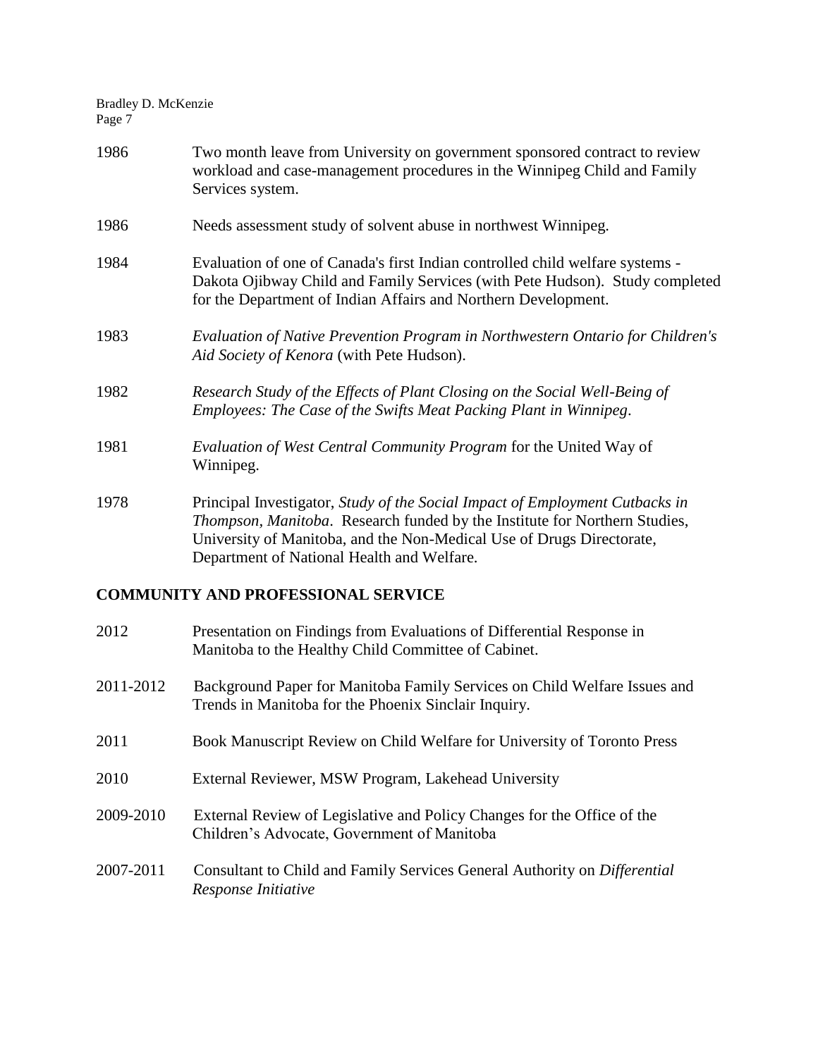1986 Two month leave from University on government sponsored contract to review workload and case-management procedures in the Winnipeg Child and Family Services system.

1986 Needs assessment study of solvent abuse in northwest Winnipeg.

1984 Evaluation of one of Canada's first Indian controlled child welfare systems - Dakota Ojibway Child and Family Services (with Pete Hudson). Study completed for the Department of Indian Affairs and Northern Development.

1983 *Evaluation of Native Prevention Program in Northwestern Ontario for Children's Aid Society of Kenora* (with Pete Hudson).

1982 *Research Study of the Effects of Plant Closing on the Social Well-Being of Employees: The Case of the Swifts Meat Packing Plant in Winnipeg*.

1981 *Evaluation of West Central Community Program* for the United Way of Winnipeg.

1978 Principal Investigator, *Study of the Social Impact of Employment Cutbacks in Thompson, Manitoba*. Research funded by the Institute for Northern Studies, University of Manitoba, and the Non-Medical Use of Drugs Directorate, Department of National Health and Welfare.

## COMMUNITY AND PROFESSIONAL SERVICE

2012 Presentation on Findings from Evaluations of Differential Response in Manitoba to the Healthy Child Committee of Cabinet.

2011-2012 Background Paper for Manitoba Family Services on Child Welfare Issues and Trends in Manitoba for the Phoenix Sinclair Inquiry.

2011 Book Manuscript Review on Child Welfare for University of Toronto Press

2010 External Reviewer, MSW Program, Lakehead University

2009-2010 External Review of Legislative and Policy Changes for the Office of the Children's Advocate, Government of Manitoba

2007-2011 Consultant to Child and Family Services General Authority on *Differential Response Initiative*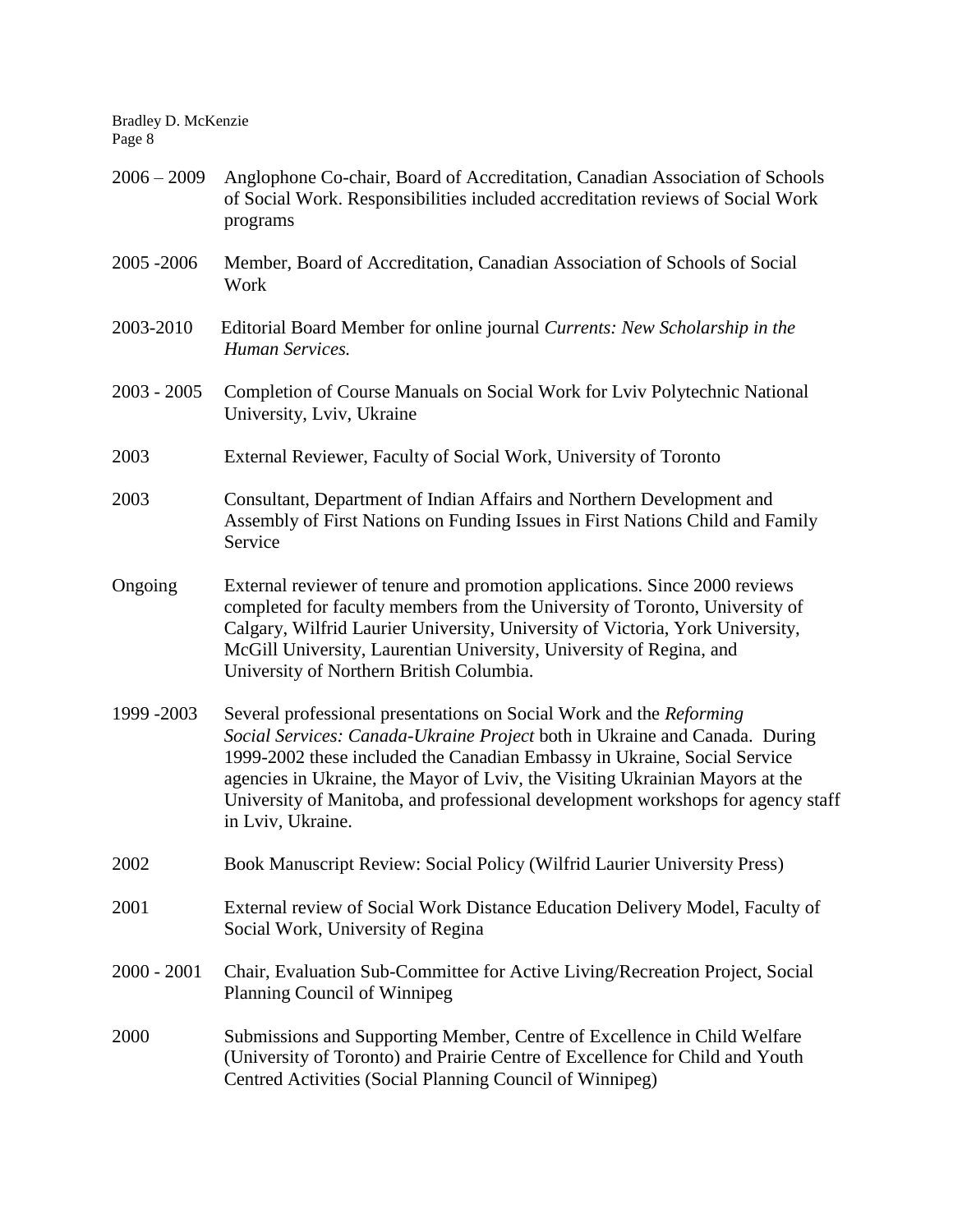| | |
|---|---|
| 2006 – 2009 | Anglophone Co-chair, Board of Accreditation, Canadian Association of Schools of Social Work. Responsibilities included accreditation reviews of Social Work programs |
| 2005 -2006 | Member, Board of Accreditation, Canadian Association of Schools of Social Work |
| 2003-2010 | Editorial Board Member for online journal *Currents: New Scholarship in the Human Services.* |
| 2003 - 2005 | Completion of Course Manuals on Social Work for Lviv Polytechnic National University, Lviv, Ukraine |
| 2003 | External Reviewer, Faculty of Social Work, University of Toronto |
| 2003 | Consultant, Department of Indian Affairs and Northern Development and Assembly of First Nations on Funding Issues in First Nations Child and Family Service |
| Ongoing | External reviewer of tenure and promotion applications. Since 2000 reviews completed for faculty members from the University of Toronto, University of Calgary, Wilfrid Laurier University, University of Victoria, York University, McGill University, Laurentian University, University of Regina, and University of Northern British Columbia. |
| 1999 -2003 | Several professional presentations on Social Work and the *Reforming Social Services: Canada-Ukraine Project* both in Ukraine and Canada. During 1999-2002 these included the Canadian Embassy in Ukraine, Social Service agencies in Ukraine, the Mayor of Lviv, the Visiting Ukrainian Mayors at the University of Manitoba, and professional development workshops for agency staff in Lviv, Ukraine. |
| 2002 | Book Manuscript Review: Social Policy (Wilfrid Laurier University Press) |
| 2001 | External review of Social Work Distance Education Delivery Model, Faculty of Social Work, University of Regina |
| 2000 - 2001 | Chair, Evaluation Sub-Committee for Active Living/Recreation Project, Social Planning Council of Winnipeg |
| 2000 | Submissions and Supporting Member, Centre of Excellence in Child Welfare (University of Toronto) and Prairie Centre of Excellence for Child and Youth Centred Activities (Social Planning Council of Winnipeg) |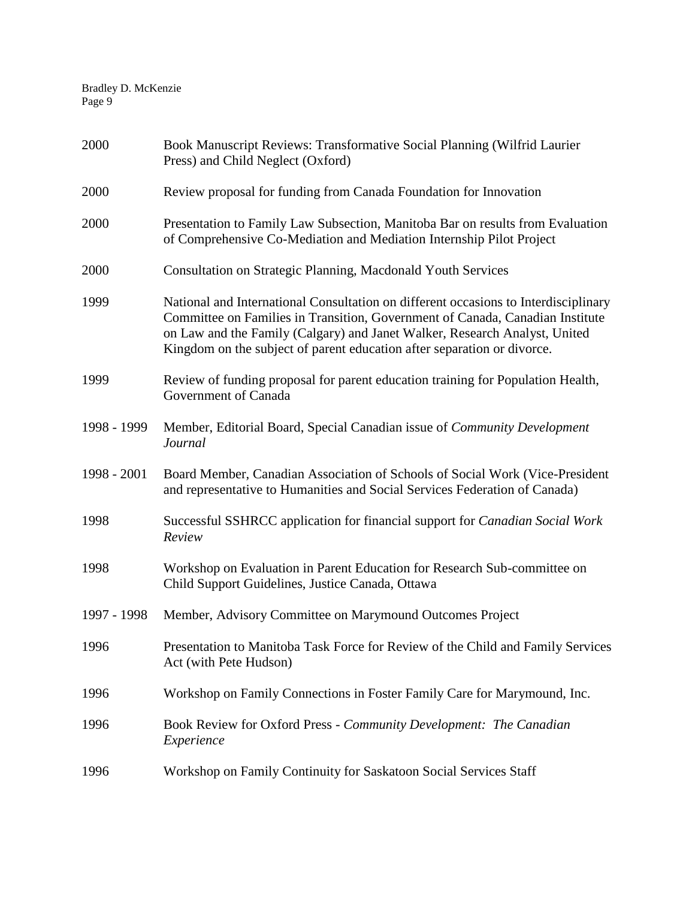| | |
|---|---|
| 2000 | Book Manuscript Reviews: Transformative Social Planning (Wilfrid Laurier Press) and Child Neglect (Oxford) |
| 2000 | Review proposal for funding from Canada Foundation for Innovation |
| 2000 | Presentation to Family Law Subsection, Manitoba Bar on results from Evaluation of Comprehensive Co-Mediation and Mediation Internship Pilot Project |
| 2000 | Consultation on Strategic Planning, Macdonald Youth Services |
| 1999 | National and International Consultation on different occasions to Interdisciplinary Committee on Families in Transition, Government of Canada, Canadian Institute on Law and the Family (Calgary) and Janet Walker, Research Analyst, United Kingdom on the subject of parent education after separation or divorce. |
| 1999 | Review of funding proposal for parent education training for Population Health, Government of Canada |
| 1998 - 1999 | Member, Editorial Board, Special Canadian issue of *Community Development Journal* |
| 1998 - 2001 | Board Member, Canadian Association of Schools of Social Work (Vice-President and representative to Humanities and Social Services Federation of Canada) |
| 1998 | Successful SSHRCC application for financial support for *Canadian Social Work Review* |
| 1998 | Workshop on Evaluation in Parent Education for Research Sub-committee on Child Support Guidelines, Justice Canada, Ottawa |
| 1997 - 1998 | Member, Advisory Committee on Marymound Outcomes Project |
| 1996 | Presentation to Manitoba Task Force for Review of the Child and Family Services Act (with Pete Hudson) |
| 1996 | Workshop on Family Connections in Foster Family Care for Marymound, Inc. |
| 1996 | Book Review for Oxford Press - *Community Development: The Canadian Experience* |
| 1996 | Workshop on Family Continuity for Saskatoon Social Services Staff |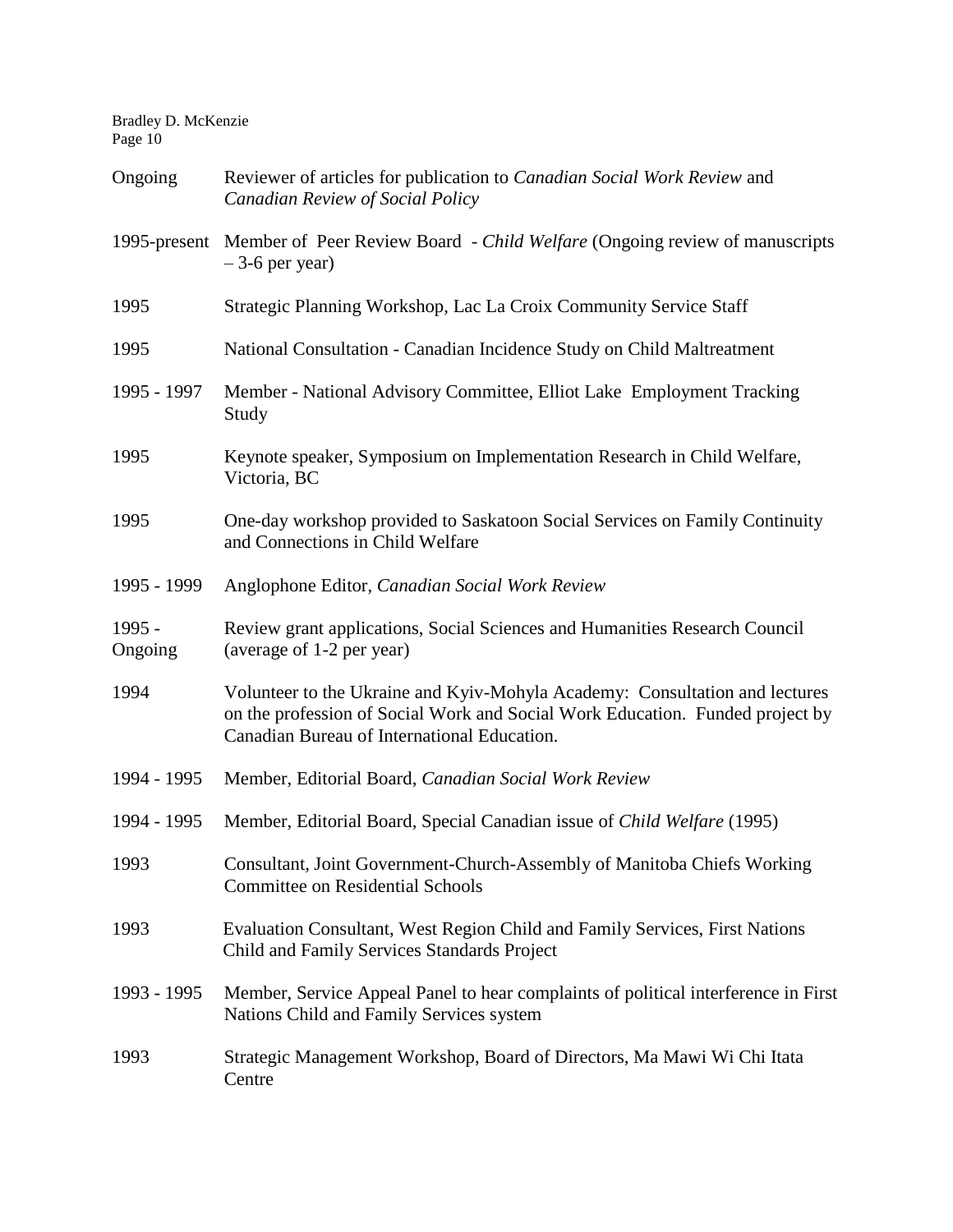| | |
|---|---|
| Ongoing | Reviewer of articles for publication to *Canadian Social Work Review* and *Canadian Review of Social Policy* |
| 1995-present | Member of Peer Review Board - *Child Welfare* (Ongoing review of manuscripts – 3-6 per year) |
| 1995 | Strategic Planning Workshop, Lac La Croix Community Service Staff |
| 1995 | National Consultation - Canadian Incidence Study on Child Maltreatment |
| 1995 - 1997 | Member - National Advisory Committee, Elliot Lake Employment Tracking Study |
| 1995 | Keynote speaker, Symposium on Implementation Research in Child Welfare, Victoria, BC |
| 1995 | One-day workshop provided to Saskatoon Social Services on Family Continuity and Connections in Child Welfare |
| 1995 - 1999 | Anglophone Editor, *Canadian Social Work Review* |
| 1995 - Ongoing | Review grant applications, Social Sciences and Humanities Research Council (average of 1-2 per year) |
| 1994 | Volunteer to the Ukraine and Kyiv-Mohyla Academy: Consultation and lectures on the profession of Social Work and Social Work Education. Funded project by Canadian Bureau of International Education. |
| 1994 - 1995 | Member, Editorial Board, *Canadian Social Work Review* |
| 1994 - 1995 | Member, Editorial Board, Special Canadian issue of *Child Welfare* (1995) |
| 1993 | Consultant, Joint Government-Church-Assembly of Manitoba Chiefs Working Committee on Residential Schools |
| 1993 | Evaluation Consultant, West Region Child and Family Services, First Nations Child and Family Services Standards Project |
| 1993 - 1995 | Member, Service Appeal Panel to hear complaints of political interference in First Nations Child and Family Services system |
| 1993 | Strategic Management Workshop, Board of Directors, Ma Mawi Wi Chi Itata Centre |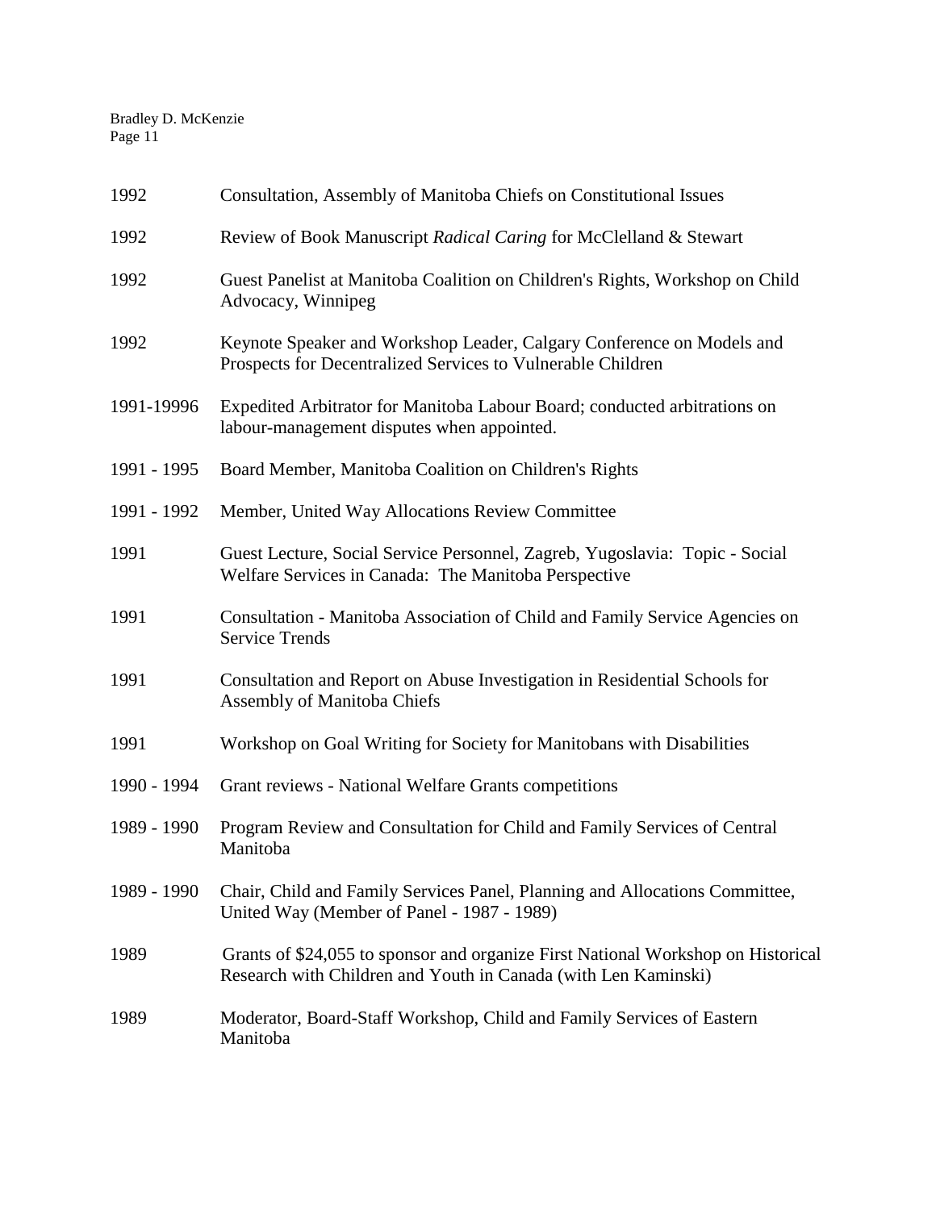| | |
|---|---|
| 1992 | Consultation, Assembly of Manitoba Chiefs on Constitutional Issues |
| 1992 | Review of Book Manuscript *Radical Caring* for McClelland & Stewart |
| 1992 | Guest Panelist at Manitoba Coalition on Children's Rights, Workshop on Child Advocacy, Winnipeg |
| 1992 | Keynote Speaker and Workshop Leader, Calgary Conference on Models and Prospects for Decentralized Services to Vulnerable Children |
| 1991-19996 | Expedited Arbitrator for Manitoba Labour Board; conducted arbitrations on labour-management disputes when appointed. |
| 1991 - 1995 | Board Member, Manitoba Coalition on Children's Rights |
| 1991 - 1992 | Member, United Way Allocations Review Committee |
| 1991 | Guest Lecture, Social Service Personnel, Zagreb, Yugoslavia: Topic - Social Welfare Services in Canada: The Manitoba Perspective |
| 1991 | Consultation - Manitoba Association of Child and Family Service Agencies on Service Trends |
| 1991 | Consultation and Report on Abuse Investigation in Residential Schools for Assembly of Manitoba Chiefs |
| 1991 | Workshop on Goal Writing for Society for Manitobans with Disabilities |
| 1990 - 1994 | Grant reviews - National Welfare Grants competitions |
| 1989 - 1990 | Program Review and Consultation for Child and Family Services of Central Manitoba |
| 1989 - 1990 | Chair, Child and Family Services Panel, Planning and Allocations Committee, United Way (Member of Panel - 1987 - 1989) |
| 1989 | Grants of $24,055 to sponsor and organize First National Workshop on Historical Research with Children and Youth in Canada (with Len Kaminski) |
| 1989 | Moderator, Board-Staff Workshop, Child and Family Services of Eastern Manitoba |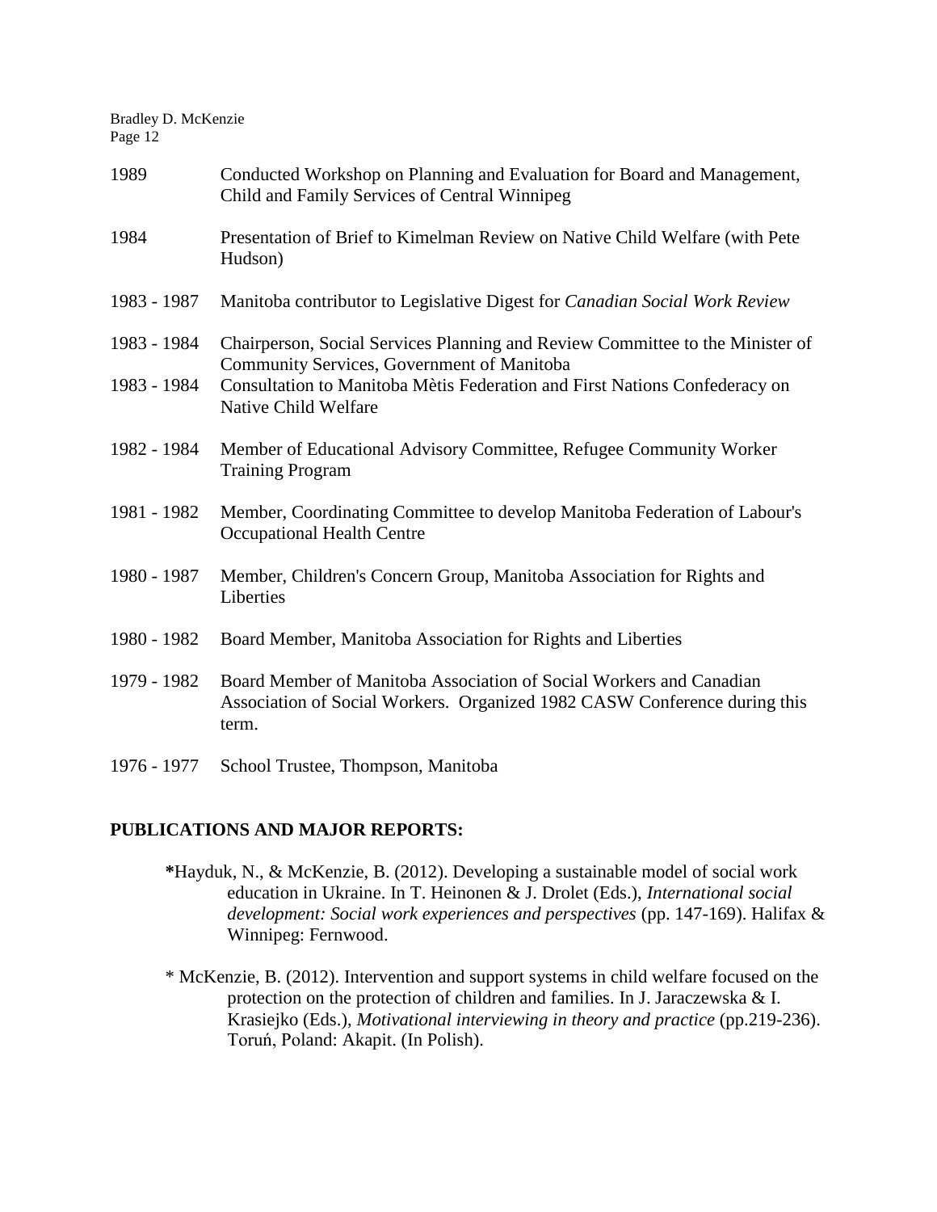1989 Conducted Workshop on Planning and Evaluation for Board and Management, Child and Family Services of Central Winnipeg

1984 Presentation of Brief to Kimelman Review on Native Child Welfare (with Pete Hudson)

1983 - 1987 Manitoba contributor to Legislative Digest for *Canadian Social Work Review*

1983 - 1984 Chairperson, Social Services Planning and Review Committee to the Minister of Community Services, Government of Manitoba

1983 - 1984 Consultation to Manitoba Mètis Federation and First Nations Confederacy on Native Child Welfare

1982 - 1984 Member of Educational Advisory Committee, Refugee Community Worker Training Program

1981 - 1982 Member, Coordinating Committee to develop Manitoba Federation of Labour's Occupational Health Centre

1980 - 1987 Member, Children's Concern Group, Manitoba Association for Rights and Liberties

1980 - 1982 Board Member, Manitoba Association for Rights and Liberties

1979 - 1982 Board Member of Manitoba Association of Social Workers and Canadian Association of Social Workers. Organized 1982 CASW Conference during this term.

1976 - 1977 School Trustee, Thompson, Manitoba

## PUBLICATIONS AND MAJOR REPORTS:

**\***Hayduk, N., & McKenzie, B. (2012). Developing a sustainable model of social work education in Ukraine. In T. Heinonen & J. Drolet (Eds.), *International social development: Social work experiences and perspectives* (pp. 147-169). Halifax & Winnipeg: Fernwood.

\* McKenzie, B. (2012). Intervention and support systems in child welfare focused on the protection on the protection of children and families. In J. Jaraczewska & I. Krasiejko (Eds.), *Motivational interviewing in theory and practice* (pp.219-236). Toruń, Poland: Akapit. (In Polish).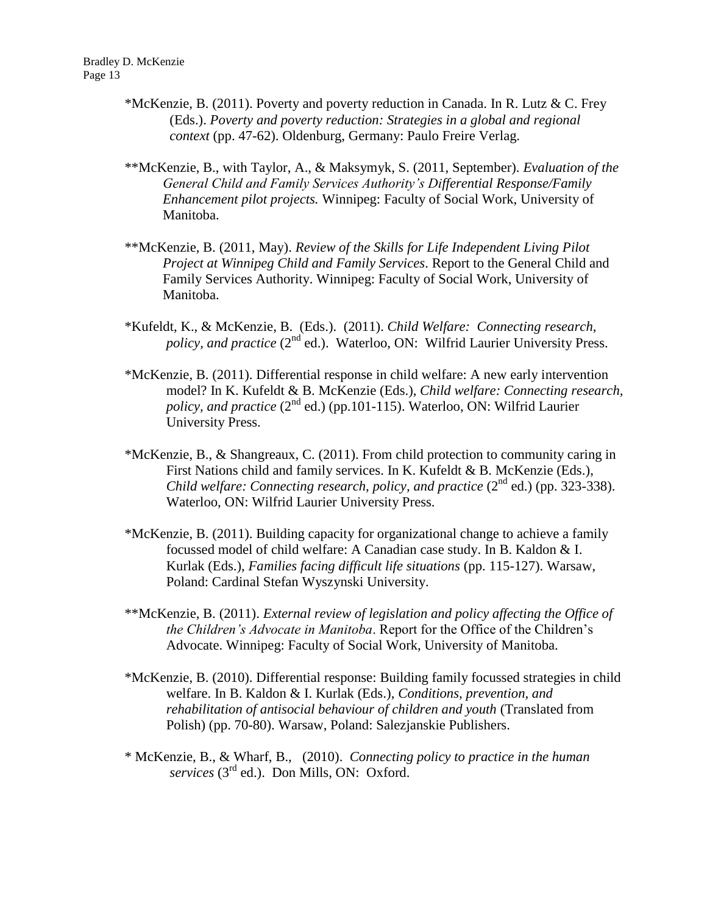*McKenzie, B. (2011). Poverty and poverty reduction in Canada. In R. Lutz & C. Frey (Eds.). *Poverty and poverty reduction: Strategies in a global and regional context* (pp. 47-62). Oldenburg, Germany: Paulo Freire Verlag.

**McKenzie, B., with Taylor, A., & Maksymyk, S. (2011, September). *Evaluation of the General Child and Family Services Authority's Differential Response/Family Enhancement pilot projects.* Winnipeg: Faculty of Social Work, University of Manitoba.

**McKenzie, B. (2011, May). *Review of the Skills for Life Independent Living Pilot Project at Winnipeg Child and Family Services*. Report to the General Child and Family Services Authority. Winnipeg: Faculty of Social Work, University of Manitoba.

*Kufeldt, K., & McKenzie, B. (Eds.). (2011). *Child Welfare: Connecting research, policy, and practice* (2nd ed.). Waterloo, ON: Wilfrid Laurier University Press.

*McKenzie, B. (2011). Differential response in child welfare: A new early intervention model? In K. Kufeldt & B. McKenzie (Eds.), *Child welfare: Connecting research, policy, and practice* (2nd ed.) (pp.101-115). Waterloo, ON: Wilfrid Laurier University Press.

*McKenzie, B., & Shangreaux, C. (2011). From child protection to community caring in First Nations child and family services. In K. Kufeldt & B. McKenzie (Eds.), *Child welfare: Connecting research, policy, and practice* (2nd ed.) (pp. 323-338). Waterloo, ON: Wilfrid Laurier University Press.

*McKenzie, B. (2011). Building capacity for organizational change to achieve a family focussed model of child welfare: A Canadian case study. In B. Kaldon & I. Kurlak (Eds.), *Families facing difficult life situations* (pp. 115-127). Warsaw, Poland: Cardinal Stefan Wyszynski University.

**McKenzie, B. (2011). *External review of legislation and policy affecting the Office of the Children's Advocate in Manitoba*. Report for the Office of the Children's Advocate. Winnipeg: Faculty of Social Work, University of Manitoba.

*McKenzie, B. (2010). Differential response: Building family focussed strategies in child welfare. In B. Kaldon & I. Kurlak (Eds.), *Conditions, prevention, and rehabilitation of antisocial behaviour of children and youth* (Translated from Polish) (pp. 70-80). Warsaw, Poland: Salezjanskie Publishers.

* McKenzie, B., & Wharf, B., (2010). *Connecting policy to practice in the human services* (3rd ed.). Don Mills, ON: Oxford.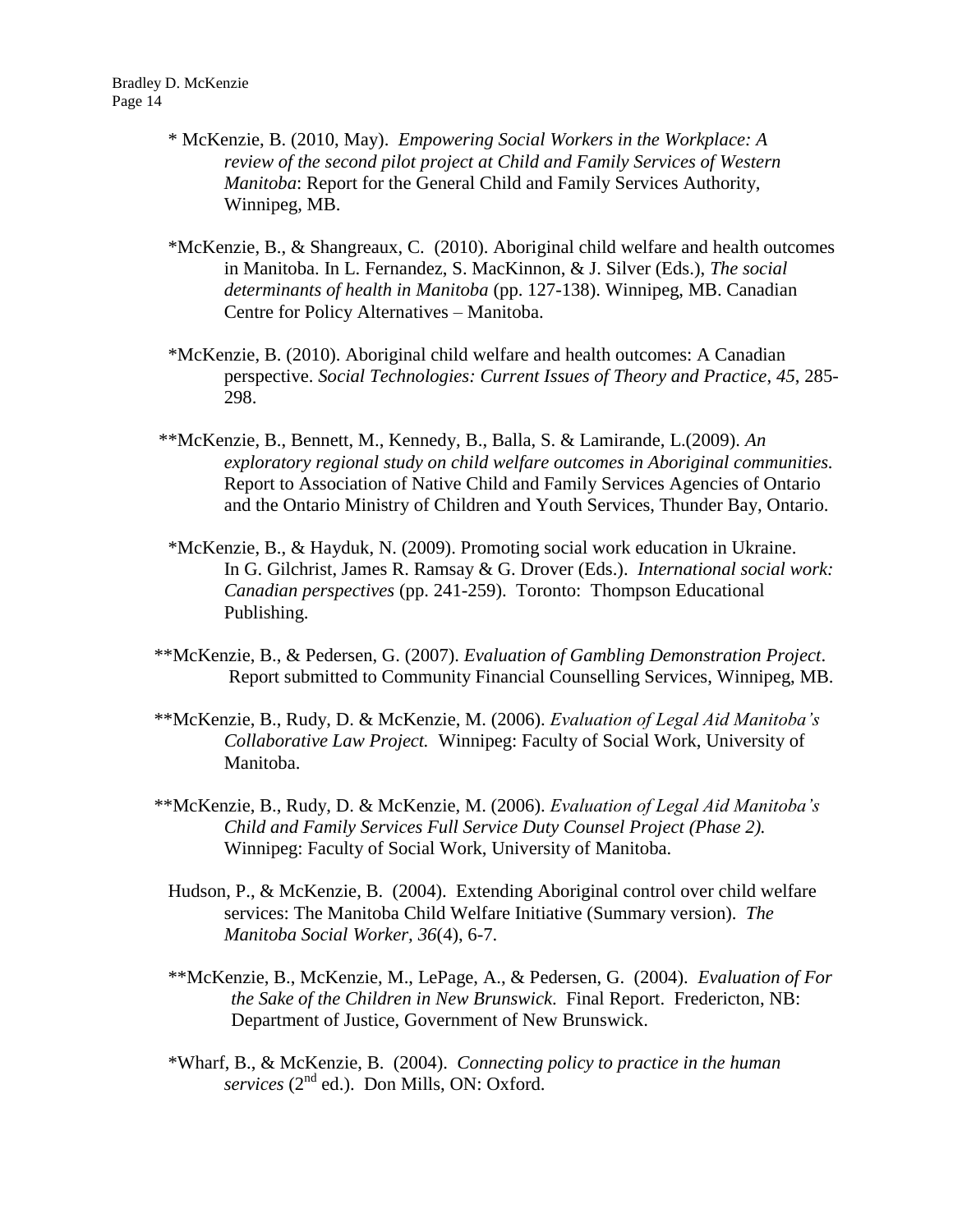\* McKenzie, B. (2010, May). *Empowering Social Workers in the Workplace: A review of the second pilot project at Child and Family Services of Western Manitoba*: Report for the General Child and Family Services Authority, Winnipeg, MB.

\*McKenzie, B., & Shangreaux, C. (2010). Aboriginal child welfare and health outcomes in Manitoba. In L. Fernandez, S. MacKinnon, & J. Silver (Eds.), *The social determinants of health in Manitoba* (pp. 127-138). Winnipeg, MB. Canadian Centre for Policy Alternatives – Manitoba.

\*McKenzie, B. (2010). Aboriginal child welfare and health outcomes: A Canadian perspective. *Social Technologies: Current Issues of Theory and Practice*, *45*, 285-298.

\*\*McKenzie, B., Bennett, M., Kennedy, B., Balla, S. & Lamirande, L.(2009). *An exploratory regional study on child welfare outcomes in Aboriginal communities.* Report to Association of Native Child and Family Services Agencies of Ontario and the Ontario Ministry of Children and Youth Services, Thunder Bay, Ontario.

\*McKenzie, B., & Hayduk, N. (2009). Promoting social work education in Ukraine. In G. Gilchrist, James R. Ramsay & G. Drover (Eds.). *International social work: Canadian perspectives* (pp. 241-259). Toronto: Thompson Educational Publishing.

\*\*McKenzie, B., & Pedersen, G. (2007). *Evaluation of Gambling Demonstration Project*. Report submitted to Community Financial Counselling Services, Winnipeg, MB.

\*\*McKenzie, B., Rudy, D. & McKenzie, M. (2006). *Evaluation of Legal Aid Manitoba's Collaborative Law Project.* Winnipeg: Faculty of Social Work, University of Manitoba.

\*\*McKenzie, B., Rudy, D. & McKenzie, M. (2006). *Evaluation of Legal Aid Manitoba's Child and Family Services Full Service Duty Counsel Project (Phase 2).* Winnipeg: Faculty of Social Work, University of Manitoba.

Hudson, P., & McKenzie, B. (2004). Extending Aboriginal control over child welfare services: The Manitoba Child Welfare Initiative (Summary version). *The Manitoba Social Worker*, *36*(4), 6-7.

\*\*McKenzie, B., McKenzie, M., LePage, A., & Pedersen, G. (2004). *Evaluation of For the Sake of the Children in New Brunswick*. Final Report. Fredericton, NB: Department of Justice, Government of New Brunswick.

\*Wharf, B., & McKenzie, B. (2004). *Connecting policy to practice in the human services* (2nd ed.). Don Mills, ON: Oxford.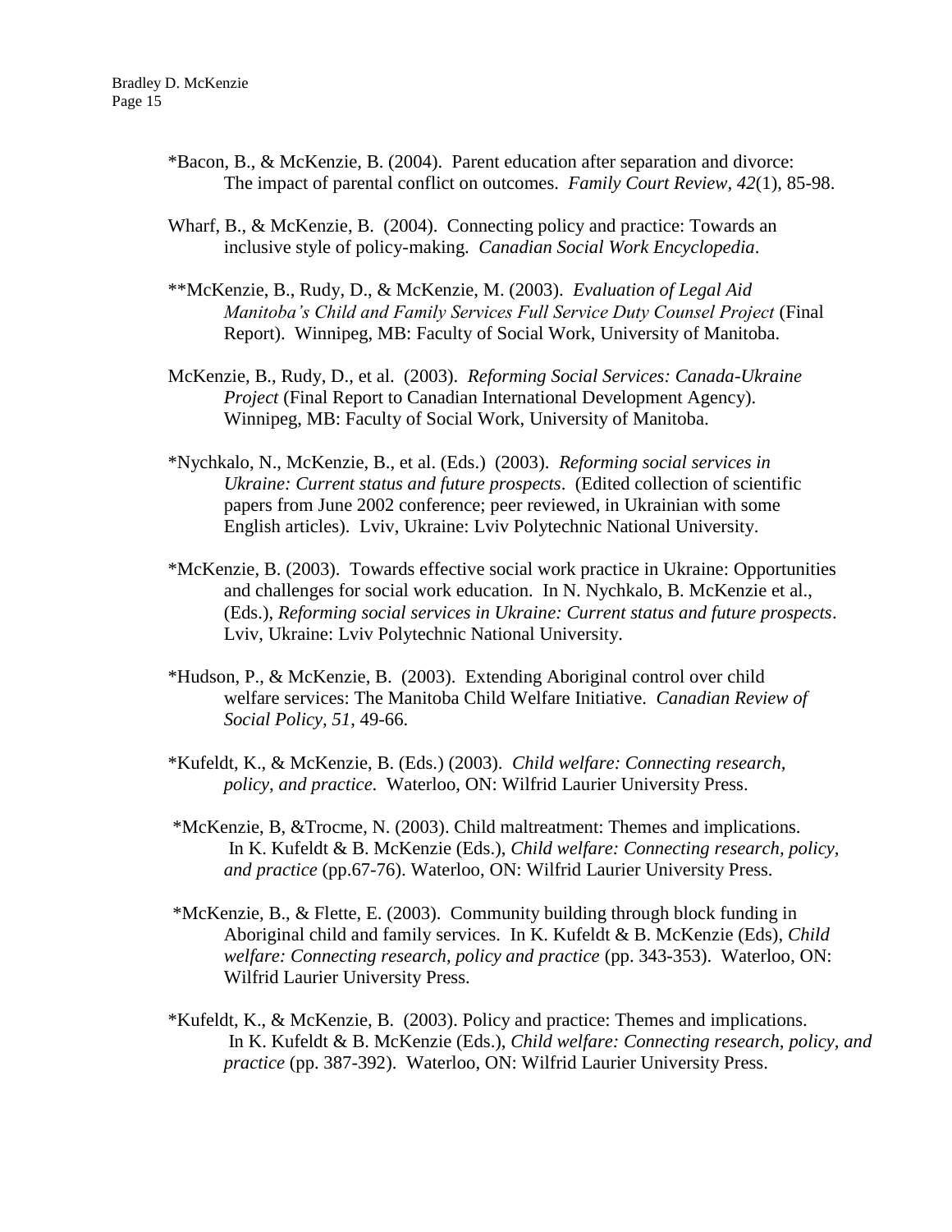*Bacon, B., & McKenzie, B. (2004). Parent education after separation and divorce: The impact of parental conflict on outcomes. *Family Court Review, 42*(1), 85-98.

Wharf, B., & McKenzie, B. (2004). Connecting policy and practice: Towards an inclusive style of policy-making. *Canadian Social Work Encyclopedia*.

**McKenzie, B., Rudy, D., & McKenzie, M. (2003). *Evaluation of Legal Aid Manitoba's Child and Family Services Full Service Duty Counsel Project* (Final Report). Winnipeg, MB: Faculty of Social Work, University of Manitoba.

McKenzie, B., Rudy, D., et al. (2003). *Reforming Social Services: Canada-Ukraine Project* (Final Report to Canadian International Development Agency). Winnipeg, MB: Faculty of Social Work, University of Manitoba.

*Nychkalo, N., McKenzie, B., et al. (Eds.) (2003). *Reforming social services in Ukraine: Current status and future prospects*. (Edited collection of scientific papers from June 2002 conference; peer reviewed, in Ukrainian with some English articles). Lviv, Ukraine: Lviv Polytechnic National University.

*McKenzie, B. (2003). Towards effective social work practice in Ukraine: Opportunities and challenges for social work education. In N. Nychkalo, B. McKenzie et al., (Eds.), *Reforming social services in Ukraine: Current status and future prospects*. Lviv, Ukraine: Lviv Polytechnic National University.

*Hudson, P., & McKenzie, B. (2003). Extending Aboriginal control over child welfare services: The Manitoba Child Welfare Initiative. *Canadian Review of Social Policy, 51*, 49-66.

*Kufeldt, K., & McKenzie, B. (Eds.) (2003). *Child welfare: Connecting research, policy, and practice.* Waterloo, ON: Wilfrid Laurier University Press.

*McKenzie, B, &Trocme, N. (2003). Child maltreatment: Themes and implications. In K. Kufeldt & B. McKenzie (Eds.), *Child welfare: Connecting research, policy, and practice* (pp.67-76). Waterloo, ON: Wilfrid Laurier University Press.

*McKenzie, B., & Flette, E. (2003). Community building through block funding in Aboriginal child and family services. In K. Kufeldt & B. McKenzie (Eds), *Child welfare: Connecting research, policy and practice* (pp. 343-353). Waterloo, ON: Wilfrid Laurier University Press.

*Kufeldt, K., & McKenzie, B. (2003). Policy and practice: Themes and implications. In K. Kufeldt & B. McKenzie (Eds.), *Child welfare: Connecting research, policy, and practice* (pp. 387-392). Waterloo, ON: Wilfrid Laurier University Press.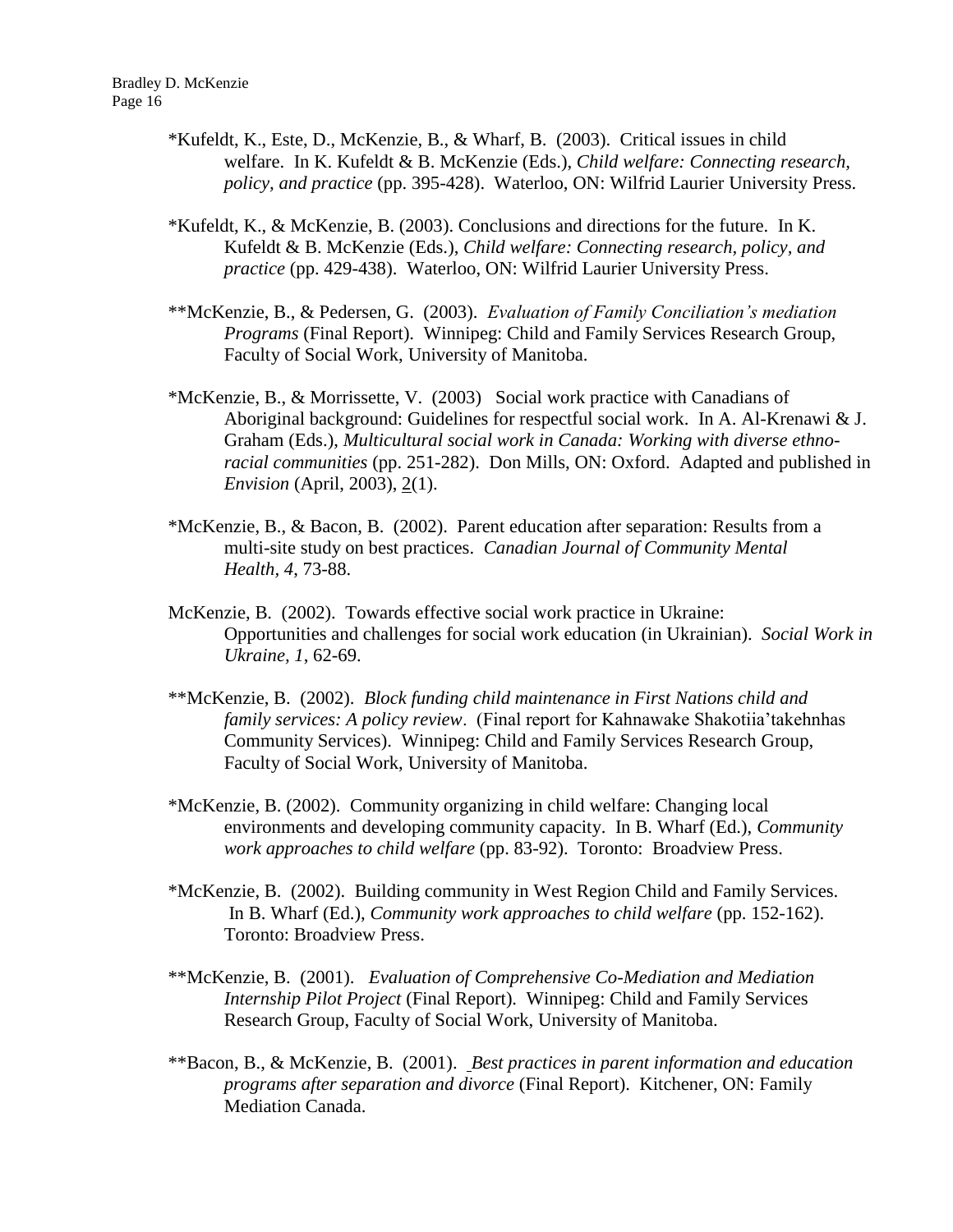*Kufeldt, K., Este, D., McKenzie, B., & Wharf, B. (2003). Critical issues in child welfare. In K. Kufeldt & B. McKenzie (Eds.), *Child welfare: Connecting research, policy, and practice* (pp. 395-428). Waterloo, ON: Wilfrid Laurier University Press.

*Kufeldt, K., & McKenzie, B. (2003). Conclusions and directions for the future. In K. Kufeldt & B. McKenzie (Eds.), *Child welfare: Connecting research, policy, and practice* (pp. 429-438). Waterloo, ON: Wilfrid Laurier University Press.

**McKenzie, B., & Pedersen, G. (2003). *Evaluation of Family Conciliation's mediation Programs* (Final Report). Winnipeg: Child and Family Services Research Group, Faculty of Social Work, University of Manitoba.

*McKenzie, B., & Morrissette, V. (2003) Social work practice with Canadians of Aboriginal background: Guidelines for respectful social work. In A. Al-Krenawi & J. Graham (Eds.), *Multicultural social work in Canada: Working with diverse ethno-racial communities* (pp. 251-282). Don Mills, ON: Oxford. Adapted and published in *Envision* (April, 2003), 2(1).

*McKenzie, B., & Bacon, B. (2002). Parent education after separation: Results from a multi-site study on best practices. *Canadian Journal of Community Mental Health, 4*, 73-88.

McKenzie, B. (2002). Towards effective social work practice in Ukraine: Opportunities and challenges for social work education (in Ukrainian). *Social Work in Ukraine, 1*, 62-69.

**McKenzie, B. (2002). *Block funding child maintenance in First Nations child and family services: A policy review*. (Final report for Kahnawake Shakotiia'takehnhas Community Services). Winnipeg: Child and Family Services Research Group, Faculty of Social Work, University of Manitoba.

*McKenzie, B. (2002). Community organizing in child welfare: Changing local environments and developing community capacity. In B. Wharf (Ed.), *Community work approaches to child welfare* (pp. 83-92). Toronto: Broadview Press.

*McKenzie, B. (2002). Building community in West Region Child and Family Services. In B. Wharf (Ed.), *Community work approaches to child welfare* (pp. 152-162). Toronto: Broadview Press.

**McKenzie, B. (2001). *Evaluation of Comprehensive Co-Mediation and Mediation Internship Pilot Project* (Final Report). Winnipeg: Child and Family Services Research Group, Faculty of Social Work, University of Manitoba.

**Bacon, B., & McKenzie, B. (2001). *Best practices in parent information and education programs after separation and divorce* (Final Report). Kitchener, ON: Family Mediation Canada.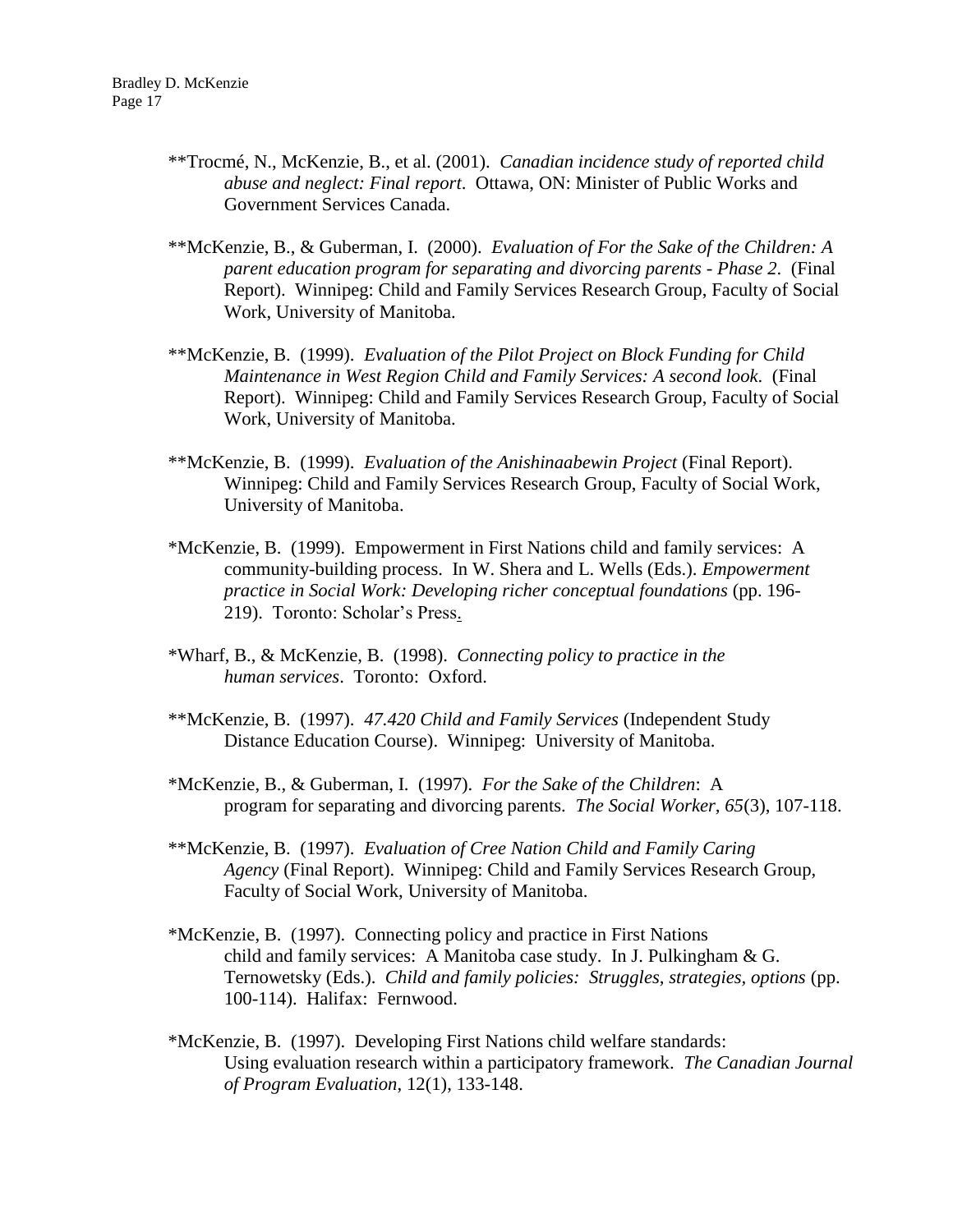**Trocmé, N., McKenzie, B., et al. (2001). *Canadian incidence study of reported child abuse and neglect: Final report*. Ottawa, ON: Minister of Public Works and Government Services Canada.

**McKenzie, B., & Guberman, I. (2000). *Evaluation of For the Sake of the Children: A parent education program for separating and divorcing parents - Phase 2*. (Final Report). Winnipeg: Child and Family Services Research Group, Faculty of Social Work, University of Manitoba.

**McKenzie, B. (1999). *Evaluation of the Pilot Project on Block Funding for Child Maintenance in West Region Child and Family Services: A second look*. (Final Report). Winnipeg: Child and Family Services Research Group, Faculty of Social Work, University of Manitoba.

**McKenzie, B. (1999). *Evaluation of the Anishinaabewin Project* (Final Report). Winnipeg: Child and Family Services Research Group, Faculty of Social Work, University of Manitoba.

*McKenzie, B. (1999). Empowerment in First Nations child and family services: A community-building process. In W. Shera and L. Wells (Eds.). *Empowerment practice in Social Work: Developing richer conceptual foundations* (pp. 196-219). Toronto: Scholar's Press.

*Wharf, B., & McKenzie, B. (1998). *Connecting policy to practice in the human services*. Toronto: Oxford.

**McKenzie, B. (1997). *47.420 Child and Family Services* (Independent Study Distance Education Course). Winnipeg: University of Manitoba.

*McKenzie, B., & Guberman, I. (1997). *For the Sake of the Children*: A program for separating and divorcing parents. *The Social Worker*, *65*(3), 107-118.

**McKenzie, B. (1997). *Evaluation of Cree Nation Child and Family Caring Agency* (Final Report). Winnipeg: Child and Family Services Research Group, Faculty of Social Work, University of Manitoba.

*McKenzie, B. (1997). Connecting policy and practice in First Nations child and family services: A Manitoba case study. In J. Pulkingham & G. Ternowetsky (Eds.). *Child and family policies: Struggles, strategies, options* (pp. 100-114). Halifax: Fernwood.

*McKenzie, B. (1997). Developing First Nations child welfare standards: Using evaluation research within a participatory framework. *The Canadian Journal of Program Evaluation*, 12(1), 133-148.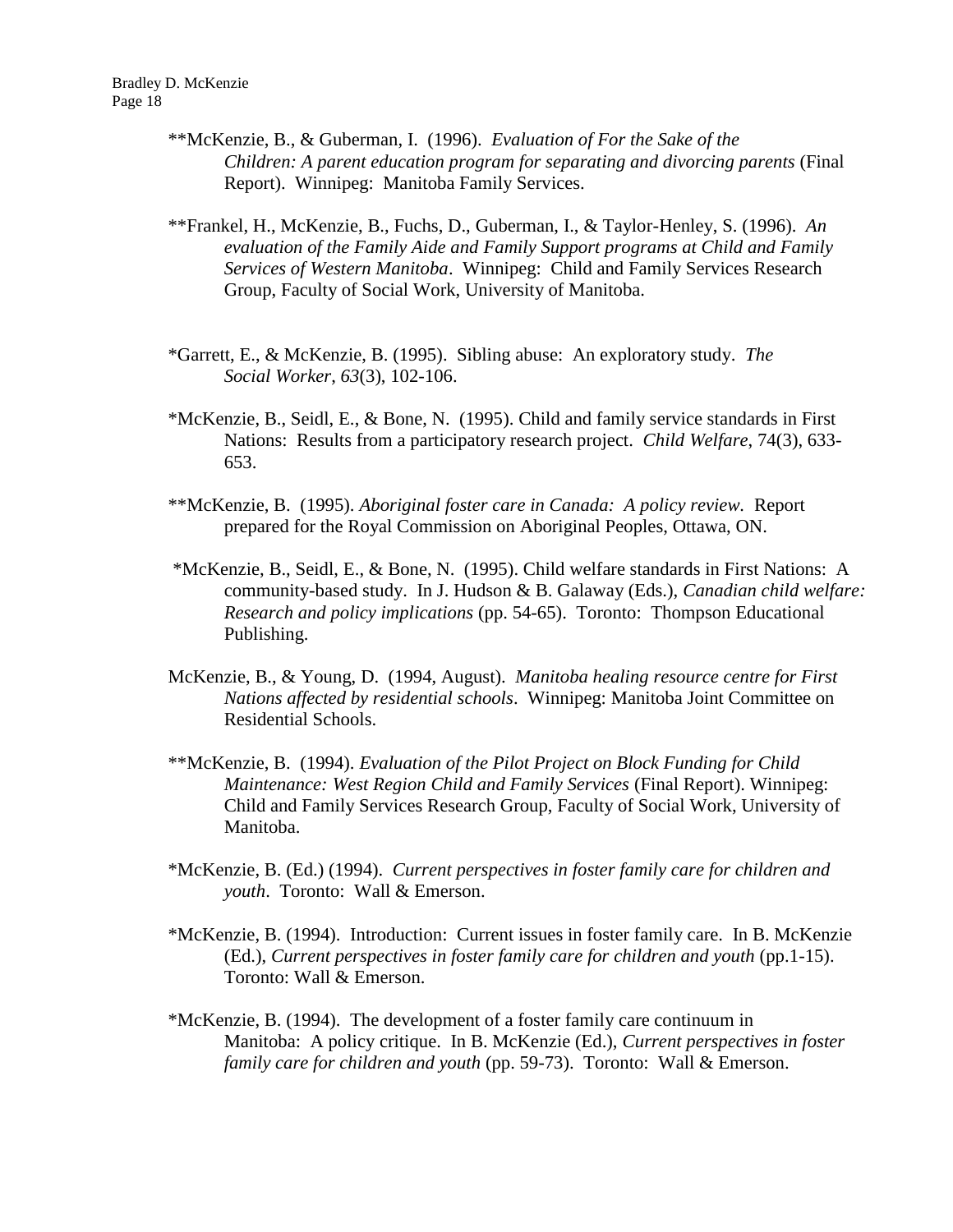**McKenzie, B., & Guberman, I. (1996). *Evaluation of For the Sake of the Children: A parent education program for separating and divorcing parents* (Final Report). Winnipeg: Manitoba Family Services.

**Frankel, H., McKenzie, B., Fuchs, D., Guberman, I., & Taylor-Henley, S. (1996). *An evaluation of the Family Aide and Family Support programs at Child and Family Services of Western Manitoba*. Winnipeg: Child and Family Services Research Group, Faculty of Social Work, University of Manitoba.

*Garrett, E., & McKenzie, B. (1995). Sibling abuse: An exploratory study. *The Social Worker*, *63*(3), 102-106.

*McKenzie, B., Seidl, E., & Bone, N. (1995). Child and family service standards in First Nations: Results from a participatory research project. *Child Welfare*, 74(3), 633-653.

**McKenzie, B. (1995). *Aboriginal foster care in Canada: A policy review.* Report prepared for the Royal Commission on Aboriginal Peoples, Ottawa, ON.

*McKenzie, B., Seidl, E., & Bone, N. (1995). Child welfare standards in First Nations: A community-based study. In J. Hudson & B. Galaway (Eds.), *Canadian child welfare: Research and policy implications* (pp. 54-65). Toronto: Thompson Educational Publishing.

McKenzie, B., & Young, D. (1994, August). *Manitoba healing resource centre for First Nations affected by residential schools*. Winnipeg: Manitoba Joint Committee on Residential Schools.

**McKenzie, B. (1994). *Evaluation of the Pilot Project on Block Funding for Child Maintenance: West Region Child and Family Services* (Final Report). Winnipeg: Child and Family Services Research Group, Faculty of Social Work, University of Manitoba.

*McKenzie, B. (Ed.) (1994). *Current perspectives in foster family care for children and youth*. Toronto: Wall & Emerson.

*McKenzie, B. (1994). Introduction: Current issues in foster family care. In B. McKenzie (Ed.), *Current perspectives in foster family care for children and youth* (pp.1-15). Toronto: Wall & Emerson.

*McKenzie, B. (1994). The development of a foster family care continuum in Manitoba: A policy critique. In B. McKenzie (Ed.), *Current perspectives in foster family care for children and youth* (pp. 59-73). Toronto: Wall & Emerson.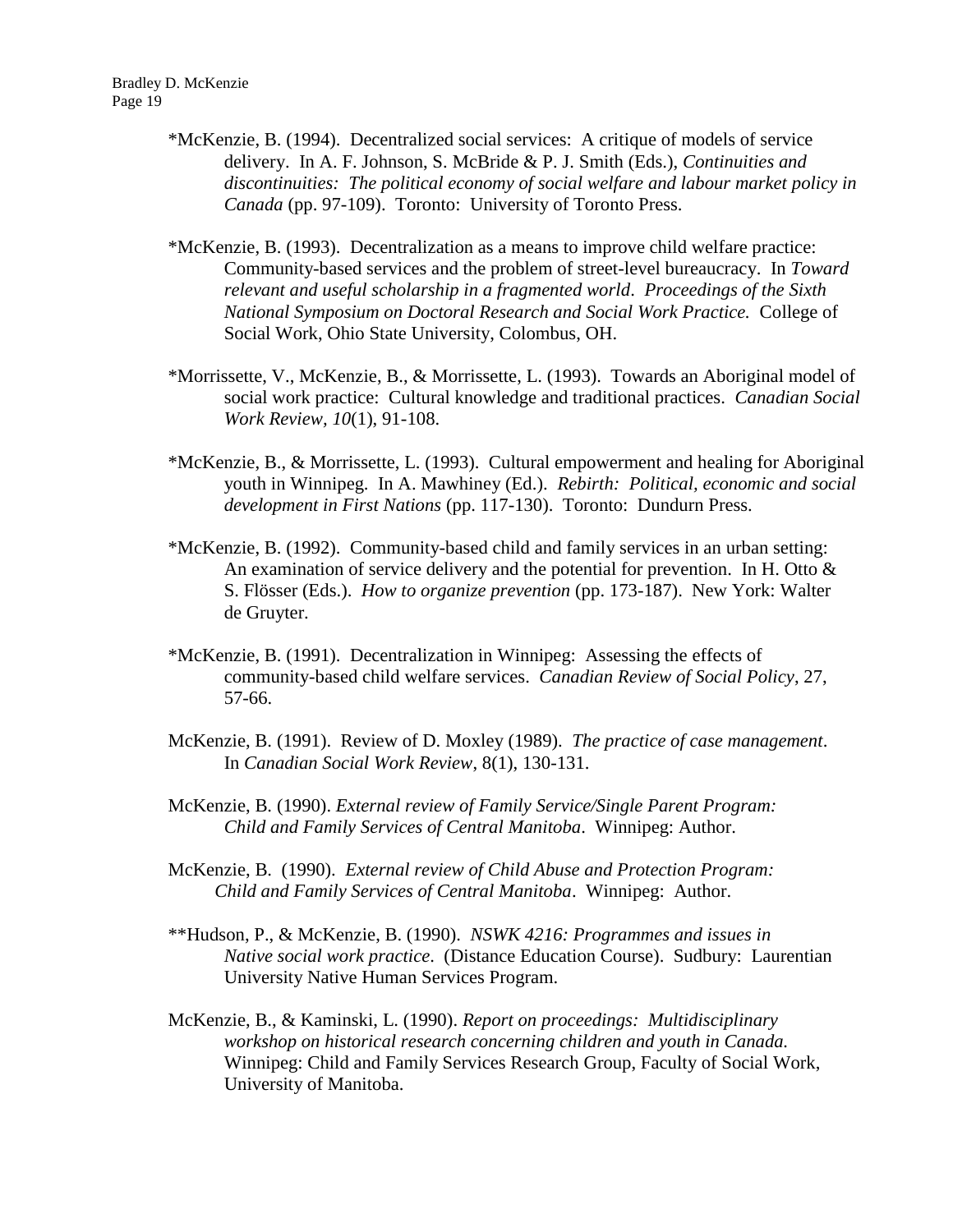*McKenzie, B. (1994). Decentralized social services: A critique of models of service delivery. In A. F. Johnson, S. McBride & P. J. Smith (Eds.), *Continuities and discontinuities: The political economy of social welfare and labour market policy in Canada* (pp. 97-109). Toronto: University of Toronto Press.

*McKenzie, B. (1993). Decentralization as a means to improve child welfare practice: Community-based services and the problem of street-level bureaucracy. In *Toward relevant and useful scholarship in a fragmented world. Proceedings of the Sixth National Symposium on Doctoral Research and Social Work Practice.* College of Social Work, Ohio State University, Colombus, OH.

*Morrissette, V., McKenzie, B., & Morrissette, L. (1993). Towards an Aboriginal model of social work practice: Cultural knowledge and traditional practices. *Canadian Social Work Review, 10*(1), 91-108.

*McKenzie, B., & Morrissette, L. (1993). Cultural empowerment and healing for Aboriginal youth in Winnipeg. In A. Mawhiney (Ed.). *Rebirth: Political, economic and social development in First Nations* (pp. 117-130). Toronto: Dundurn Press.

*McKenzie, B. (1992). Community-based child and family services in an urban setting: An examination of service delivery and the potential for prevention. In H. Otto & S. Flösser (Eds.). *How to organize prevention* (pp. 173-187). New York: Walter de Gruyter.

*McKenzie, B. (1991). Decentralization in Winnipeg: Assessing the effects of community-based child welfare services. *Canadian Review of Social Policy*, 27, 57-66.

McKenzie, B. (1991). Review of D. Moxley (1989). *The practice of case management*. In *Canadian Social Work Review*, 8(1), 130-131.

McKenzie, B. (1990). *External review of Family Service/Single Parent Program: Child and Family Services of Central Manitoba*. Winnipeg: Author.

McKenzie, B. (1990). *External review of Child Abuse and Protection Program: Child and Family Services of Central Manitoba*. Winnipeg: Author.

**Hudson, P., & McKenzie, B. (1990). *NSWK 4216: Programmes and issues in Native social work practice*. (Distance Education Course). Sudbury: Laurentian University Native Human Services Program.

McKenzie, B., & Kaminski, L. (1990). *Report on proceedings: Multidisciplinary workshop on historical research concerning children and youth in Canada.* Winnipeg: Child and Family Services Research Group, Faculty of Social Work, University of Manitoba.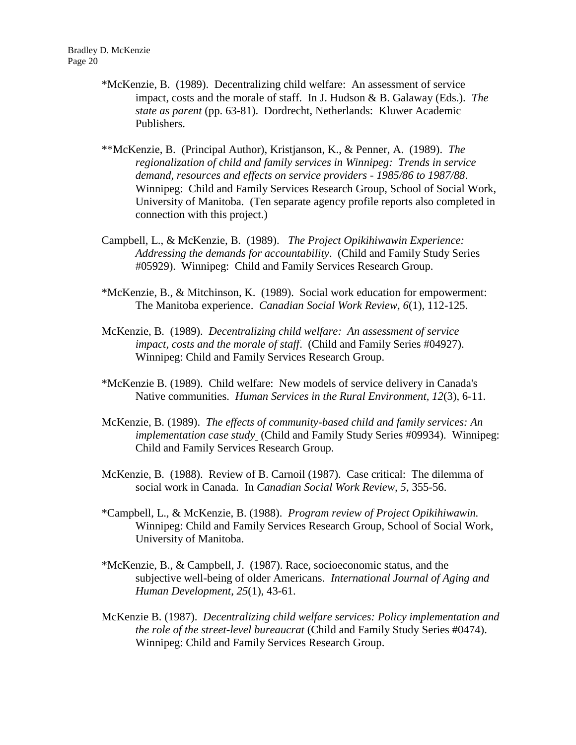*McKenzie, B. (1989). Decentralizing child welfare: An assessment of service impact, costs and the morale of staff. In J. Hudson & B. Galaway (Eds.). *The state as parent* (pp. 63-81). Dordrecht, Netherlands: Kluwer Academic Publishers.

**McKenzie, B. (Principal Author), Kristjanson, K., & Penner, A. (1989). *The regionalization of child and family services in Winnipeg: Trends in service demand, resources and effects on service providers - 1985/86 to 1987/88*. Winnipeg: Child and Family Services Research Group, School of Social Work, University of Manitoba. (Ten separate agency profile reports also completed in connection with this project.)

Campbell, L., & McKenzie, B. (1989). *The Project Opikihiwawin Experience: Addressing the demands for accountability*. (Child and Family Study Series #05929). Winnipeg: Child and Family Services Research Group.

*McKenzie, B., & Mitchinson, K. (1989). Social work education for empowerment: The Manitoba experience. *Canadian Social Work Review, 6*(1), 112-125.

McKenzie, B. (1989). *Decentralizing child welfare: An assessment of service impact, costs and the morale of staff*. (Child and Family Series #04927). Winnipeg: Child and Family Services Research Group.

*McKenzie B. (1989). Child welfare: New models of service delivery in Canada's Native communities. *Human Services in the Rural Environment, 12*(3), 6-11.

McKenzie, B. (1989). *The effects of community-based child and family services: An implementation case study* (Child and Family Study Series #09934). Winnipeg: Child and Family Services Research Group.

McKenzie, B. (1988). Review of B. Carnoil (1987). Case critical: The dilemma of social work in Canada. In *Canadian Social Work Review, 5*, 355-56.

*Campbell, L., & McKenzie, B. (1988). *Program review of Project Opikihiwawin.* Winnipeg: Child and Family Services Research Group, School of Social Work, University of Manitoba.

*McKenzie, B., & Campbell, J. (1987). Race, socioeconomic status, and the subjective well-being of older Americans. *International Journal of Aging and Human Development, 25*(1), 43-61.

McKenzie B. (1987). *Decentralizing child welfare services: Policy implementation and the role of the street-level bureaucrat* (Child and Family Study Series #0474). Winnipeg: Child and Family Services Research Group.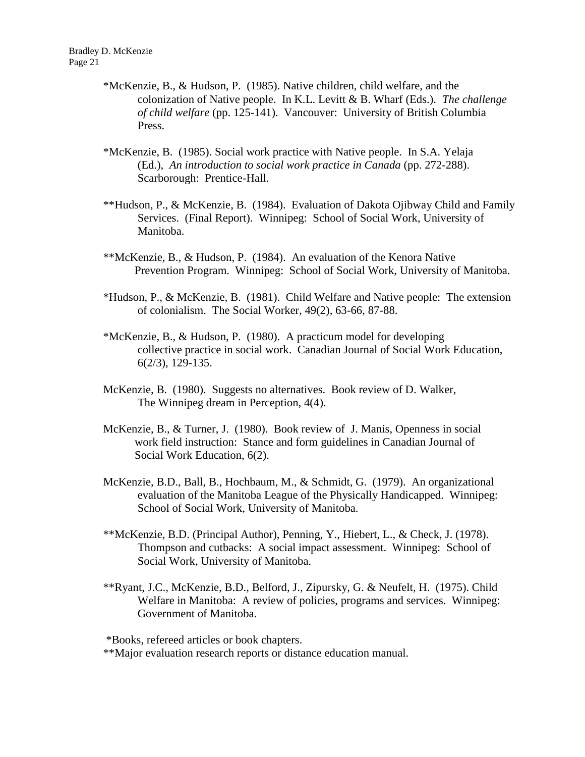*McKenzie, B., & Hudson, P. (1985). Native children, child welfare, and the colonization of Native people. In K.L. Levitt & B. Wharf (Eds.). *The challenge of child welfare* (pp. 125-141). Vancouver: University of British Columbia Press.

*McKenzie, B. (1985). Social work practice with Native people. In S.A. Yelaja (Ed.), *An introduction to social work practice in Canada* (pp. 272-288). Scarborough: Prentice-Hall.

**Hudson, P., & McKenzie, B. (1984). Evaluation of Dakota Ojibway Child and Family Services. (Final Report). Winnipeg: School of Social Work, University of Manitoba.

**McKenzie, B., & Hudson, P. (1984). An evaluation of the Kenora Native Prevention Program. Winnipeg: School of Social Work, University of Manitoba.

*Hudson, P., & McKenzie, B. (1981). Child Welfare and Native people: The extension of colonialism. The Social Worker, 49(2), 63-66, 87-88.

*McKenzie, B., & Hudson, P. (1980). A practicum model for developing collective practice in social work. Canadian Journal of Social Work Education, 6(2/3), 129-135.

McKenzie, B. (1980). Suggests no alternatives. Book review of D. Walker, The Winnipeg dream in Perception, 4(4).

McKenzie, B., & Turner, J. (1980). Book review of J. Manis, Openness in social work field instruction: Stance and form guidelines in Canadian Journal of Social Work Education, 6(2).

McKenzie, B.D., Ball, B., Hochbaum, M., & Schmidt, G. (1979). An organizational evaluation of the Manitoba League of the Physically Handicapped. Winnipeg: School of Social Work, University of Manitoba.

**McKenzie, B.D. (Principal Author), Penning, Y., Hiebert, L., & Check, J. (1978). Thompson and cutbacks: A social impact assessment. Winnipeg: School of Social Work, University of Manitoba.

**Ryant, J.C., McKenzie, B.D., Belford, J., Zipursky, G. & Neufelt, H. (1975). Child Welfare in Manitoba: A review of policies, programs and services. Winnipeg: Government of Manitoba.

*Books, refereed articles or book chapters.
**Major evaluation research reports or distance education manual.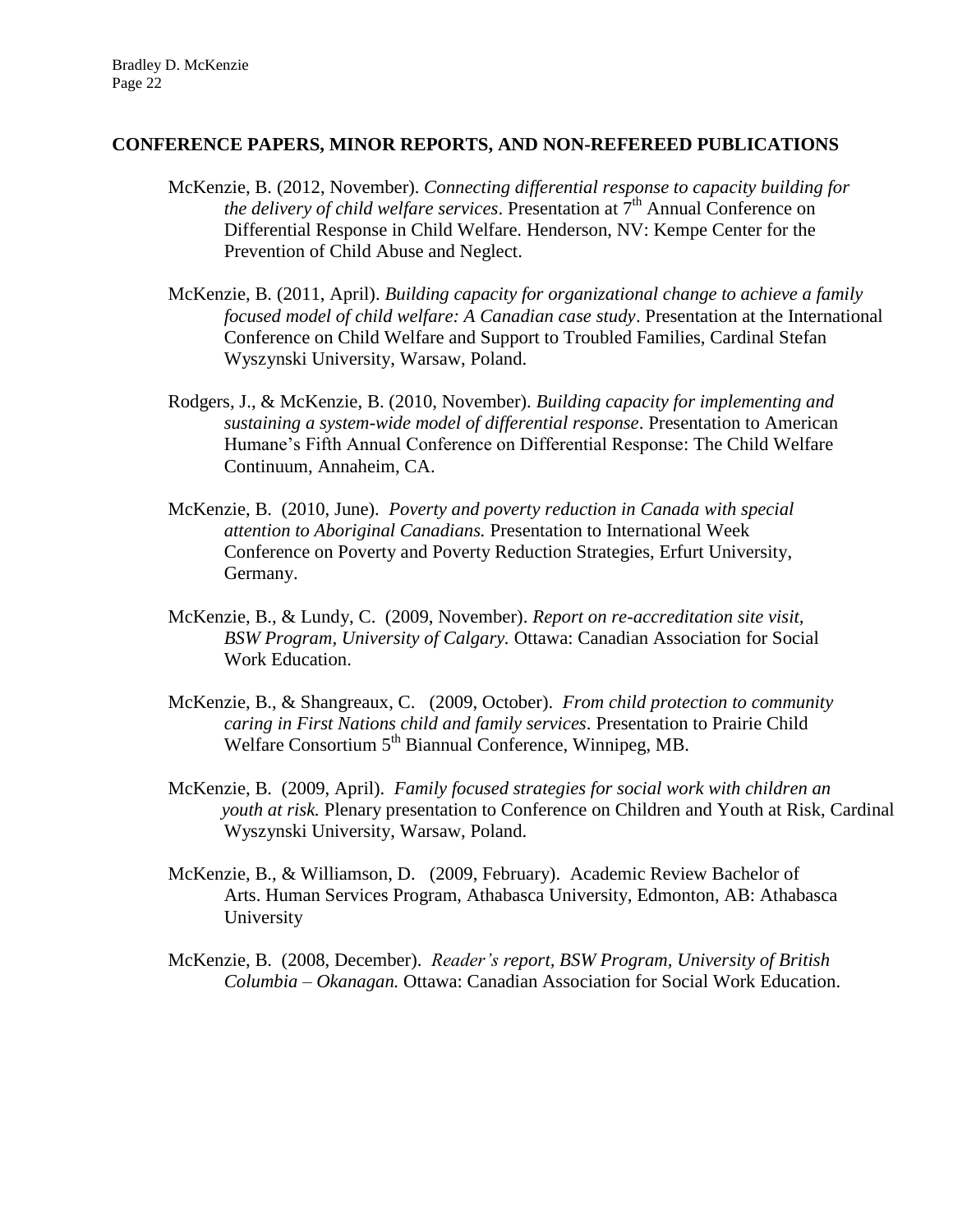## CONFERENCE PAPERS, MINOR REPORTS, AND NON-REFEREED PUBLICATIONS

McKenzie, B. (2012, November). *Connecting differential response to capacity building for the delivery of child welfare services*. Presentation at 7th Annual Conference on Differential Response in Child Welfare. Henderson, NV: Kempe Center for the Prevention of Child Abuse and Neglect.

McKenzie, B. (2011, April). *Building capacity for organizational change to achieve a family focused model of child welfare: A Canadian case study*. Presentation at the International Conference on Child Welfare and Support to Troubled Families, Cardinal Stefan Wyszynski University, Warsaw, Poland.

Rodgers, J., & McKenzie, B. (2010, November). *Building capacity for implementing and sustaining a system-wide model of differential response*. Presentation to American Humane's Fifth Annual Conference on Differential Response: The Child Welfare Continuum, Annaheim, CA.

McKenzie, B. (2010, June). *Poverty and poverty reduction in Canada with special attention to Aboriginal Canadians.* Presentation to International Week Conference on Poverty and Poverty Reduction Strategies, Erfurt University, Germany.

McKenzie, B., & Lundy, C. (2009, November). *Report on re-accreditation site visit, BSW Program, University of Calgary.* Ottawa: Canadian Association for Social Work Education.

McKenzie, B., & Shangreaux, C. (2009, October). *From child protection to community caring in First Nations child and family services*. Presentation to Prairie Child Welfare Consortium 5th Biannual Conference, Winnipeg, MB.

McKenzie, B. (2009, April). *Family focused strategies for social work with children an youth at risk.* Plenary presentation to Conference on Children and Youth at Risk, Cardinal Wyszynski University, Warsaw, Poland.

McKenzie, B., & Williamson, D. (2009, February). Academic Review Bachelor of Arts. Human Services Program, Athabasca University, Edmonton, AB: Athabasca University

McKenzie, B. (2008, December). *Reader's report, BSW Program, University of British Columbia – Okanagan.* Ottawa: Canadian Association for Social Work Education.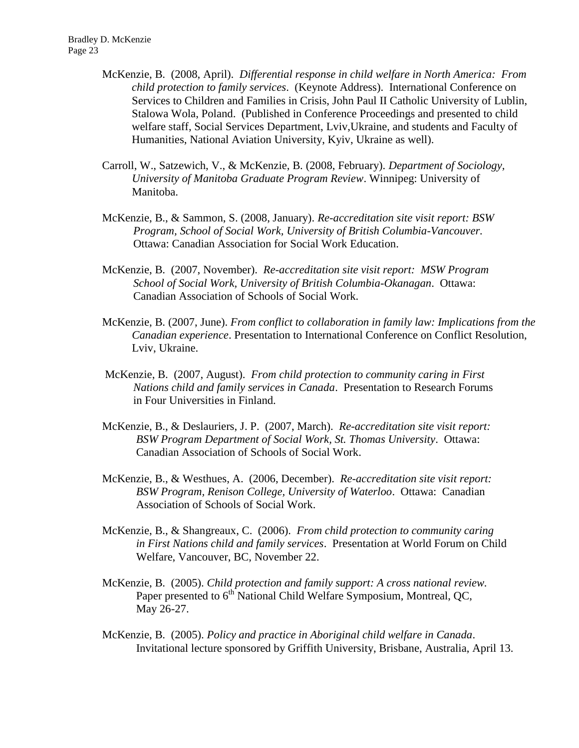McKenzie, B. (2008, April). *Differential response in child welfare in North America: From child protection to family services*. (Keynote Address). International Conference on Services to Children and Families in Crisis, John Paul II Catholic University of Lublin, Stalowa Wola, Poland. (Published in Conference Proceedings and presented to child welfare staff, Social Services Department, Lviv,Ukraine, and students and Faculty of Humanities, National Aviation University, Kyiv, Ukraine as well).

Carroll, W., Satzewich, V., & McKenzie, B. (2008, February). *Department of Sociology, University of Manitoba Graduate Program Review*. Winnipeg: University of Manitoba.

McKenzie, B., & Sammon, S. (2008, January). *Re-accreditation site visit report: BSW Program, School of Social Work, University of British Columbia-Vancouver*. Ottawa: Canadian Association for Social Work Education.

McKenzie, B. (2007, November). *Re-accreditation site visit report: MSW Program School of Social Work, University of British Columbia-Okanagan*. Ottawa: Canadian Association of Schools of Social Work.

McKenzie, B. (2007, June). *From conflict to collaboration in family law: Implications from the Canadian experience*. Presentation to International Conference on Conflict Resolution, Lviv, Ukraine.

McKenzie, B. (2007, August). *From child protection to community caring in First Nations child and family services in Canada*. Presentation to Research Forums in Four Universities in Finland.

McKenzie, B., & Deslauriers, J. P. (2007, March). *Re-accreditation site visit report: BSW Program Department of Social Work, St. Thomas University*. Ottawa: Canadian Association of Schools of Social Work.

McKenzie, B., & Westhues, A. (2006, December). *Re-accreditation site visit report: BSW Program, Renison College, University of Waterloo*. Ottawa: Canadian Association of Schools of Social Work.

McKenzie, B., & Shangreaux, C. (2006). *From child protection to community caring in First Nations child and family services*. Presentation at World Forum on Child Welfare, Vancouver, BC, November 22.

McKenzie, B. (2005). *Child protection and family support: A cross national review.* Paper presented to 6th National Child Welfare Symposium, Montreal, QC, May 26-27.

McKenzie, B. (2005). *Policy and practice in Aboriginal child welfare in Canada*. Invitational lecture sponsored by Griffith University, Brisbane, Australia, April 13.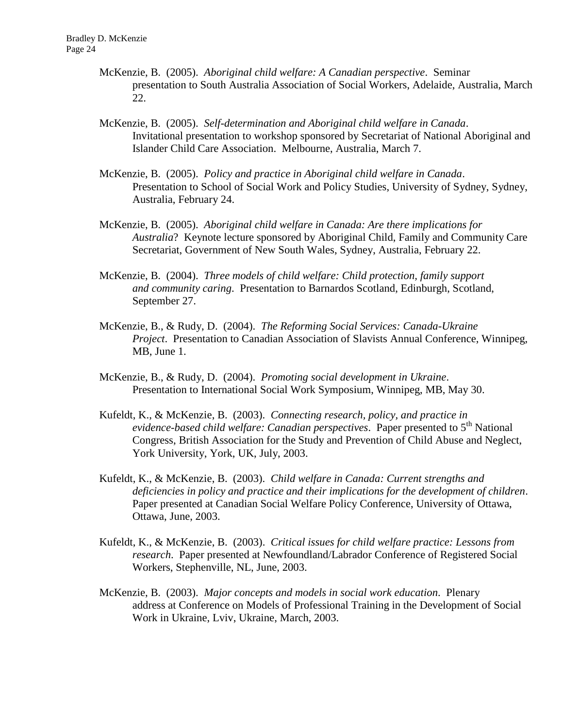McKenzie, B. (2005). *Aboriginal child welfare: A Canadian perspective*. Seminar presentation to South Australia Association of Social Workers, Adelaide, Australia, March 22.

McKenzie, B. (2005). *Self-determination and Aboriginal child welfare in Canada*. Invitational presentation to workshop sponsored by Secretariat of National Aboriginal and Islander Child Care Association. Melbourne, Australia, March 7.

McKenzie, B. (2005). *Policy and practice in Aboriginal child welfare in Canada*. Presentation to School of Social Work and Policy Studies, University of Sydney, Sydney, Australia, February 24.

McKenzie, B. (2005). *Aboriginal child welfare in Canada: Are there implications for Australia*? Keynote lecture sponsored by Aboriginal Child, Family and Community Care Secretariat, Government of New South Wales, Sydney, Australia, February 22.

McKenzie, B. (2004). *Three models of child welfare: Child protection, family support and community caring*. Presentation to Barnardos Scotland, Edinburgh, Scotland, September 27.

McKenzie, B., & Rudy, D. (2004). *The Reforming Social Services: Canada-Ukraine Project*. Presentation to Canadian Association of Slavists Annual Conference, Winnipeg, MB, June 1.

McKenzie, B., & Rudy, D. (2004). *Promoting social development in Ukraine*. Presentation to International Social Work Symposium, Winnipeg, MB, May 30.

Kufeldt, K., & McKenzie, B. (2003). *Connecting research, policy, and practice in evidence-based child welfare: Canadian perspectives*. Paper presented to 5th National Congress, British Association for the Study and Prevention of Child Abuse and Neglect, York University, York, UK, July, 2003.

Kufeldt, K., & McKenzie, B. (2003). *Child welfare in Canada: Current strengths and deficiencies in policy and practice and their implications for the development of children*. Paper presented at Canadian Social Welfare Policy Conference, University of Ottawa, Ottawa, June, 2003.

Kufeldt, K., & McKenzie, B. (2003). *Critical issues for child welfare practice: Lessons from research*. Paper presented at Newfoundland/Labrador Conference of Registered Social Workers, Stephenville, NL, June, 2003.

McKenzie, B. (2003). *Major concepts and models in social work education*. Plenary address at Conference on Models of Professional Training in the Development of Social Work in Ukraine, Lviv, Ukraine, March, 2003.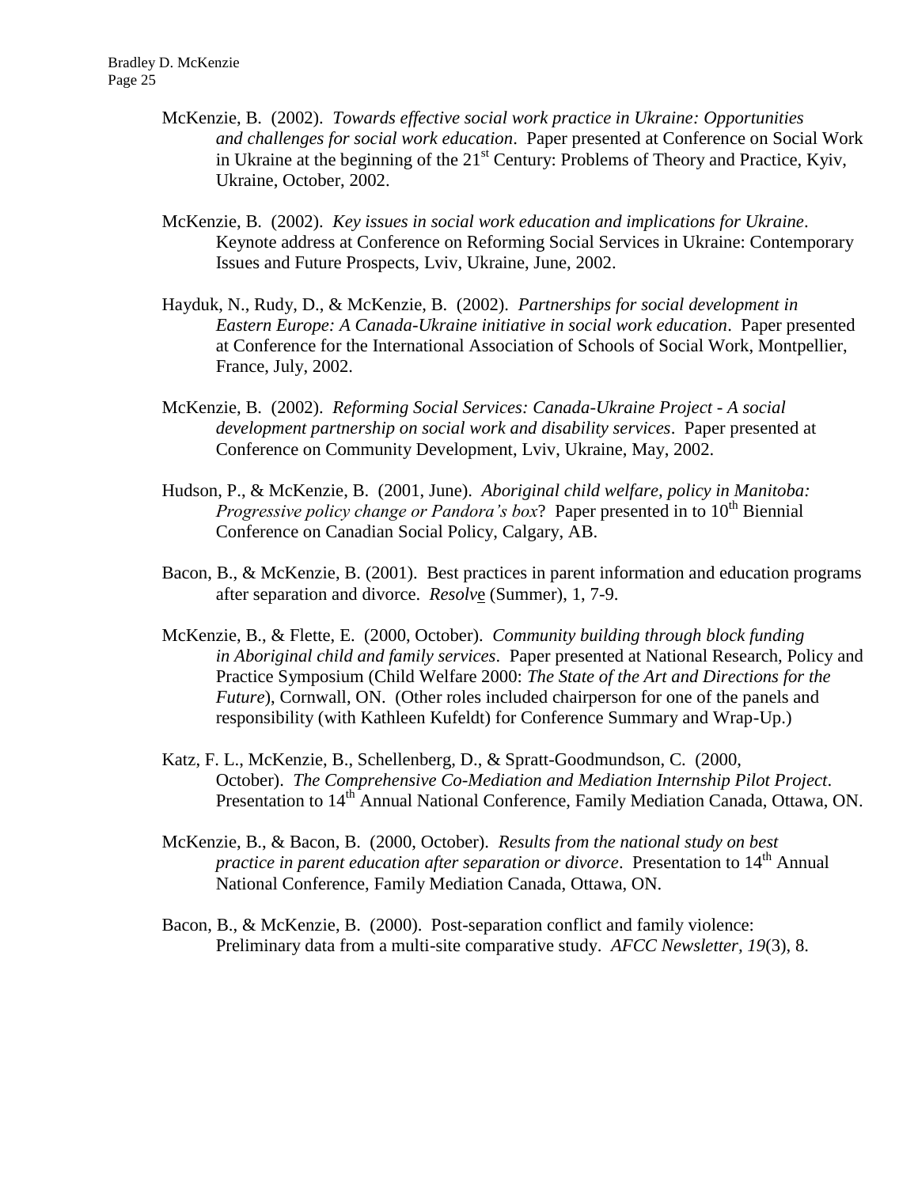McKenzie, B. (2002). *Towards effective social work practice in Ukraine: Opportunities and challenges for social work education*. Paper presented at Conference on Social Work in Ukraine at the beginning of the 21st Century: Problems of Theory and Practice, Kyiv, Ukraine, October, 2002.

McKenzie, B. (2002). *Key issues in social work education and implications for Ukraine*. Keynote address at Conference on Reforming Social Services in Ukraine: Contemporary Issues and Future Prospects, Lviv, Ukraine, June, 2002.

Hayduk, N., Rudy, D., & McKenzie, B. (2002). *Partnerships for social development in Eastern Europe: A Canada-Ukraine initiative in social work education*. Paper presented at Conference for the International Association of Schools of Social Work, Montpellier, France, July, 2002.

McKenzie, B. (2002). *Reforming Social Services: Canada-Ukraine Project - A social development partnership on social work and disability services*. Paper presented at Conference on Community Development, Lviv, Ukraine, May, 2002.

Hudson, P., & McKenzie, B. (2001, June). *Aboriginal child welfare, policy in Manitoba: Progressive policy change or Pandora's box*? Paper presented in to 10th Biennial Conference on Canadian Social Policy, Calgary, AB.

Bacon, B., & McKenzie, B. (2001). Best practices in parent information and education programs after separation and divorce. *Resolve* (Summer), 1, 7-9.

McKenzie, B., & Flette, E. (2000, October). *Community building through block funding in Aboriginal child and family services*. Paper presented at National Research, Policy and Practice Symposium (Child Welfare 2000: *The State of the Art and Directions for the Future*), Cornwall, ON. (Other roles included chairperson for one of the panels and responsibility (with Kathleen Kufeldt) for Conference Summary and Wrap-Up.)

Katz, F. L., McKenzie, B., Schellenberg, D., & Spratt-Goodmundson, C. (2000, October). *The Comprehensive Co-Mediation and Mediation Internship Pilot Project*. Presentation to 14th Annual National Conference, Family Mediation Canada, Ottawa, ON.

McKenzie, B., & Bacon, B. (2000, October). *Results from the national study on best practice in parent education after separation or divorce*. Presentation to 14th Annual National Conference, Family Mediation Canada, Ottawa, ON.

Bacon, B., & McKenzie, B. (2000). Post-separation conflict and family violence: Preliminary data from a multi-site comparative study. *AFCC Newsletter*, *19*(3), 8.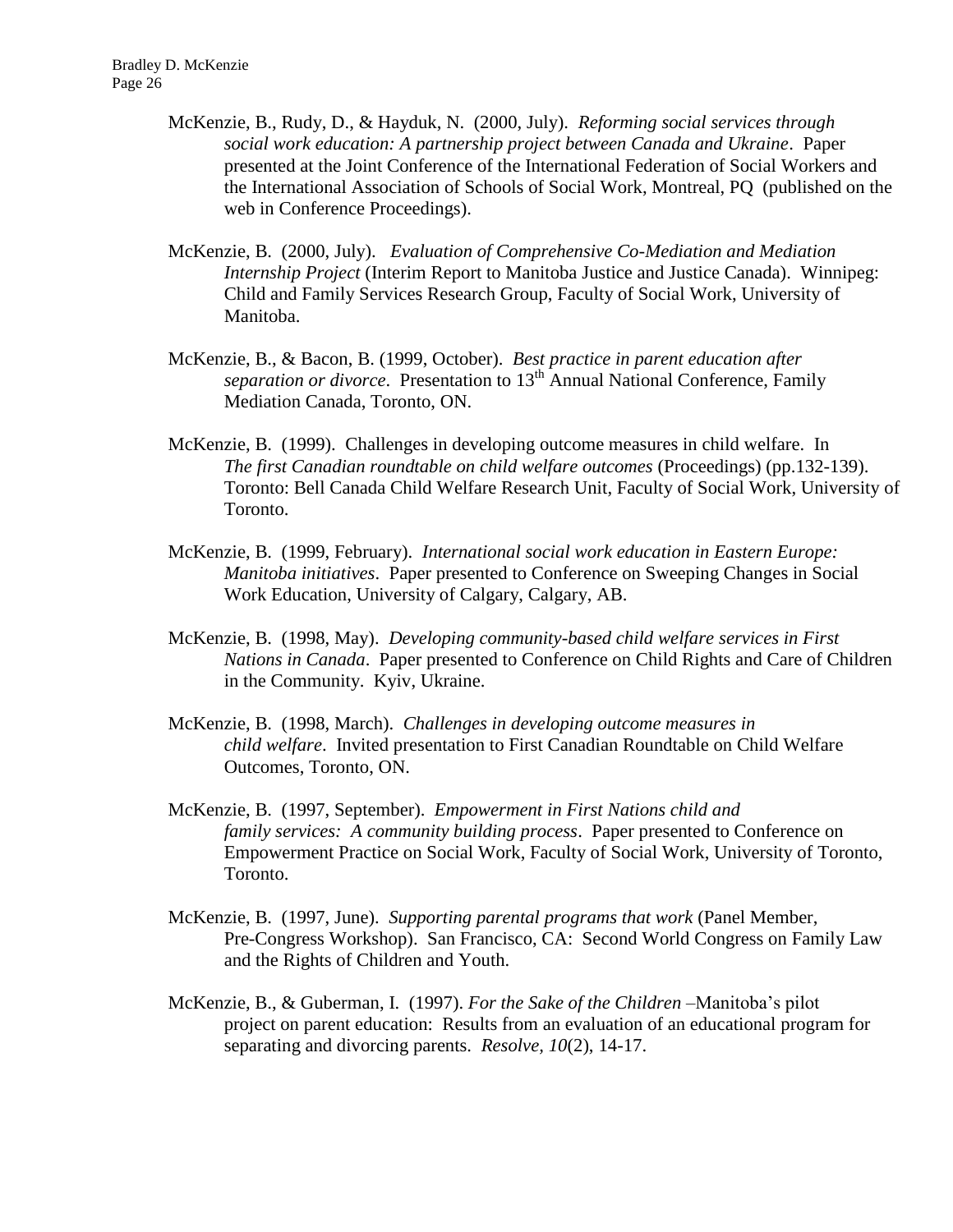McKenzie, B., Rudy, D., & Hayduk, N. (2000, July). *Reforming social services through social work education: A partnership project between Canada and Ukraine*. Paper presented at the Joint Conference of the International Federation of Social Workers and the International Association of Schools of Social Work, Montreal, PQ (published on the web in Conference Proceedings).

McKenzie, B. (2000, July). *Evaluation of Comprehensive Co-Mediation and Mediation Internship Project* (Interim Report to Manitoba Justice and Justice Canada). Winnipeg: Child and Family Services Research Group, Faculty of Social Work, University of Manitoba.

McKenzie, B., & Bacon, B. (1999, October). *Best practice in parent education after separation or divorce*. Presentation to 13th Annual National Conference, Family Mediation Canada, Toronto, ON.

McKenzie, B. (1999). Challenges in developing outcome measures in child welfare. In *The first Canadian roundtable on child welfare outcomes* (Proceedings) (pp.132-139). Toronto: Bell Canada Child Welfare Research Unit, Faculty of Social Work, University of Toronto.

McKenzie, B. (1999, February). *International social work education in Eastern Europe: Manitoba initiatives*. Paper presented to Conference on Sweeping Changes in Social Work Education, University of Calgary, Calgary, AB.

McKenzie, B. (1998, May). *Developing community-based child welfare services in First Nations in Canada*. Paper presented to Conference on Child Rights and Care of Children in the Community. Kyiv, Ukraine.

McKenzie, B. (1998, March). *Challenges in developing outcome measures in child welfare*. Invited presentation to First Canadian Roundtable on Child Welfare Outcomes, Toronto, ON.

McKenzie, B. (1997, September). *Empowerment in First Nations child and family services: A community building process*. Paper presented to Conference on Empowerment Practice on Social Work, Faculty of Social Work, University of Toronto, Toronto.

McKenzie, B. (1997, June). *Supporting parental programs that work* (Panel Member, Pre-Congress Workshop). San Francisco, CA: Second World Congress on Family Law and the Rights of Children and Youth.

McKenzie, B., & Guberman, I. (1997). *For the Sake of the Children* –Manitoba's pilot project on parent education: Results from an evaluation of an educational program for separating and divorcing parents. *Resolve, 10*(2), 14-17.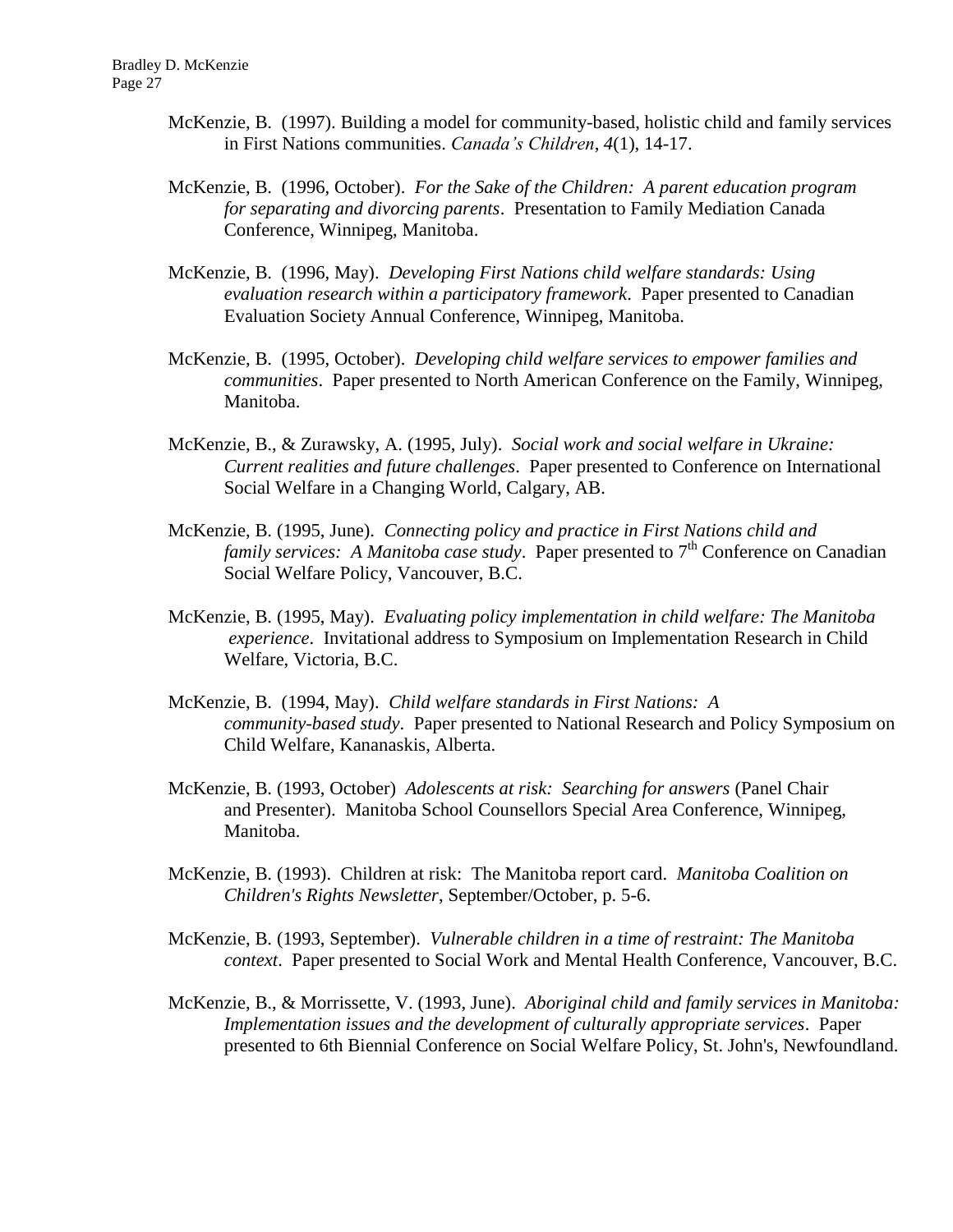McKenzie, B. (1997). Building a model for community-based, holistic child and family services in First Nations communities. *Canada's Children*, *4*(1), 14-17.

McKenzie, B. (1996, October). *For the Sake of the Children: A parent education program for separating and divorcing parents*. Presentation to Family Mediation Canada Conference, Winnipeg, Manitoba.

McKenzie, B. (1996, May). *Developing First Nations child welfare standards: Using evaluation research within a participatory framework*. Paper presented to Canadian Evaluation Society Annual Conference, Winnipeg, Manitoba.

McKenzie, B. (1995, October). *Developing child welfare services to empower families and communities*. Paper presented to North American Conference on the Family, Winnipeg, Manitoba.

McKenzie, B., & Zurawsky, A. (1995, July). *Social work and social welfare in Ukraine: Current realities and future challenges*. Paper presented to Conference on International Social Welfare in a Changing World, Calgary, AB.

McKenzie, B. (1995, June). *Connecting policy and practice in First Nations child and family services: A Manitoba case study*. Paper presented to 7th Conference on Canadian Social Welfare Policy, Vancouver, B.C.

McKenzie, B. (1995, May). *Evaluating policy implementation in child welfare: The Manitoba experience*. Invitational address to Symposium on Implementation Research in Child Welfare, Victoria, B.C.

McKenzie, B. (1994, May). *Child welfare standards in First Nations: A community-based study*. Paper presented to National Research and Policy Symposium on Child Welfare, Kananaskis, Alberta.

McKenzie, B. (1993, October) *Adolescents at risk: Searching for answers* (Panel Chair and Presenter). Manitoba School Counsellors Special Area Conference, Winnipeg, Manitoba.

McKenzie, B. (1993). Children at risk: The Manitoba report card. *Manitoba Coalition on Children's Rights Newsletter*, September/October, p. 5-6.

McKenzie, B. (1993, September). *Vulnerable children in a time of restraint: The Manitoba context*. Paper presented to Social Work and Mental Health Conference, Vancouver, B.C.

McKenzie, B., & Morrissette, V. (1993, June). *Aboriginal child and family services in Manitoba: Implementation issues and the development of culturally appropriate services*. Paper presented to 6th Biennial Conference on Social Welfare Policy, St. John's, Newfoundland.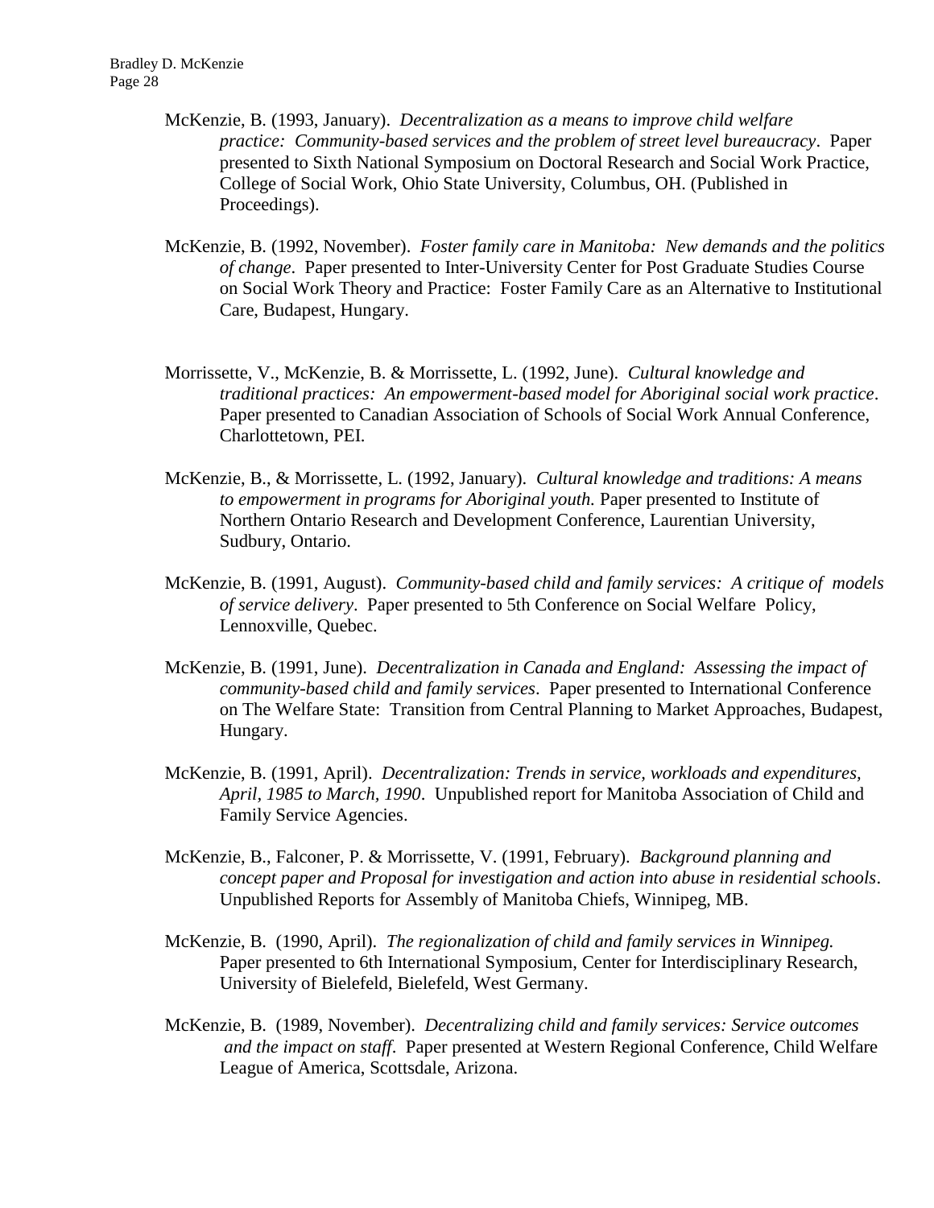McKenzie, B. (1993, January). *Decentralization as a means to improve child welfare practice: Community-based services and the problem of street level bureaucracy*. Paper presented to Sixth National Symposium on Doctoral Research and Social Work Practice, College of Social Work, Ohio State University, Columbus, OH. (Published in Proceedings).

McKenzie, B. (1992, November). *Foster family care in Manitoba: New demands and the politics of change*. Paper presented to Inter-University Center for Post Graduate Studies Course on Social Work Theory and Practice: Foster Family Care as an Alternative to Institutional Care, Budapest, Hungary.

Morrissette, V., McKenzie, B. & Morrissette, L. (1992, June). *Cultural knowledge and traditional practices: An empowerment-based model for Aboriginal social work practice*. Paper presented to Canadian Association of Schools of Social Work Annual Conference, Charlottetown, PEI.

McKenzie, B., & Morrissette, L. (1992, January). *Cultural knowledge and traditions: A means to empowerment in programs for Aboriginal youth.* Paper presented to Institute of Northern Ontario Research and Development Conference, Laurentian University, Sudbury, Ontario.

McKenzie, B. (1991, August). *Community-based child and family services: A critique of models of service delivery*. Paper presented to 5th Conference on Social Welfare Policy, Lennoxville, Quebec.

McKenzie, B. (1991, June). *Decentralization in Canada and England: Assessing the impact of community-based child and family services*. Paper presented to International Conference on The Welfare State: Transition from Central Planning to Market Approaches, Budapest, Hungary.

McKenzie, B. (1991, April). *Decentralization: Trends in service, workloads and expenditures, April, 1985 to March, 1990*. Unpublished report for Manitoba Association of Child and Family Service Agencies.

McKenzie, B., Falconer, P. & Morrissette, V. (1991, February). *Background planning and concept paper and Proposal for investigation and action into abuse in residential schools*. Unpublished Reports for Assembly of Manitoba Chiefs, Winnipeg, MB.

McKenzie, B. (1990, April). *The regionalization of child and family services in Winnipeg.* Paper presented to 6th International Symposium, Center for Interdisciplinary Research, University of Bielefeld, Bielefeld, West Germany.

McKenzie, B. (1989, November). *Decentralizing child and family services: Service outcomes and the impact on staff*. Paper presented at Western Regional Conference, Child Welfare League of America, Scottsdale, Arizona.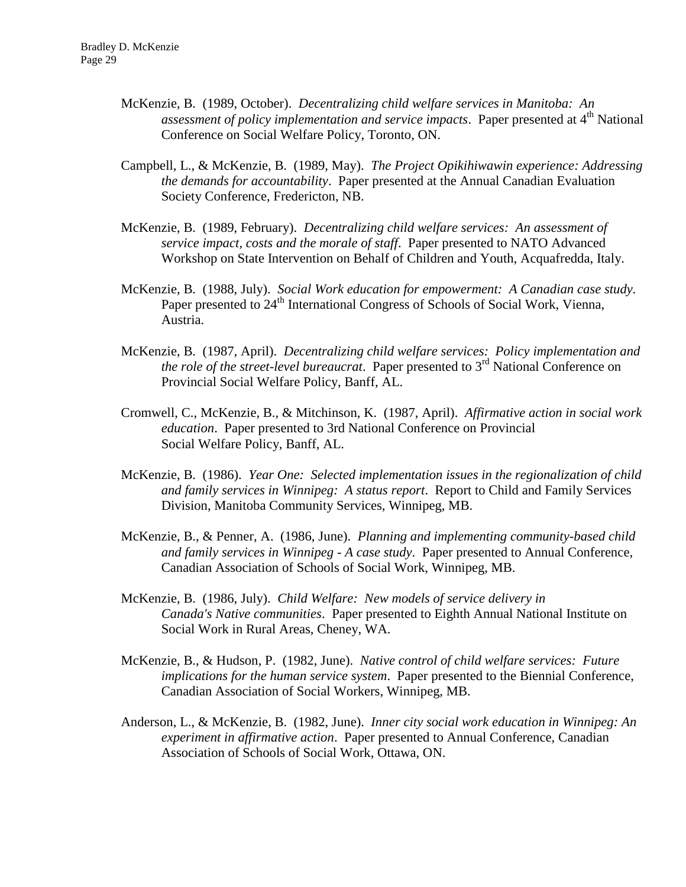McKenzie, B. (1989, October). *Decentralizing child welfare services in Manitoba: An assessment of policy implementation and service impacts*. Paper presented at 4th National Conference on Social Welfare Policy, Toronto, ON.

Campbell, L., & McKenzie, B. (1989, May). *The Project Opikihiwawin experience: Addressing the demands for accountability*. Paper presented at the Annual Canadian Evaluation Society Conference, Fredericton, NB.

McKenzie, B. (1989, February). *Decentralizing child welfare services: An assessment of service impact, costs and the morale of staff*. Paper presented to NATO Advanced Workshop on State Intervention on Behalf of Children and Youth, Acquafredda, Italy.

McKenzie, B. (1988, July). *Social Work education for empowerment: A Canadian case study*. Paper presented to 24th International Congress of Schools of Social Work, Vienna, Austria.

McKenzie, B. (1987, April). *Decentralizing child welfare services: Policy implementation and the role of the street-level bureaucrat*. Paper presented to 3rd National Conference on Provincial Social Welfare Policy, Banff, AL.

Cromwell, C., McKenzie, B., & Mitchinson, K. (1987, April). *Affirmative action in social work education*. Paper presented to 3rd National Conference on Provincial Social Welfare Policy, Banff, AL.

McKenzie, B. (1986). *Year One: Selected implementation issues in the regionalization of child and family services in Winnipeg: A status report*. Report to Child and Family Services Division, Manitoba Community Services, Winnipeg, MB.

McKenzie, B., & Penner, A. (1986, June). *Planning and implementing community-based child and family services in Winnipeg - A case study*. Paper presented to Annual Conference, Canadian Association of Schools of Social Work, Winnipeg, MB.

McKenzie, B. (1986, July). *Child Welfare: New models of service delivery in Canada's Native communities*. Paper presented to Eighth Annual National Institute on Social Work in Rural Areas, Cheney, WA.

McKenzie, B., & Hudson, P. (1982, June). *Native control of child welfare services: Future implications for the human service system*. Paper presented to the Biennial Conference, Canadian Association of Social Workers, Winnipeg, MB.

Anderson, L., & McKenzie, B. (1982, June). *Inner city social work education in Winnipeg: An experiment in affirmative action*. Paper presented to Annual Conference, Canadian Association of Schools of Social Work, Ottawa, ON.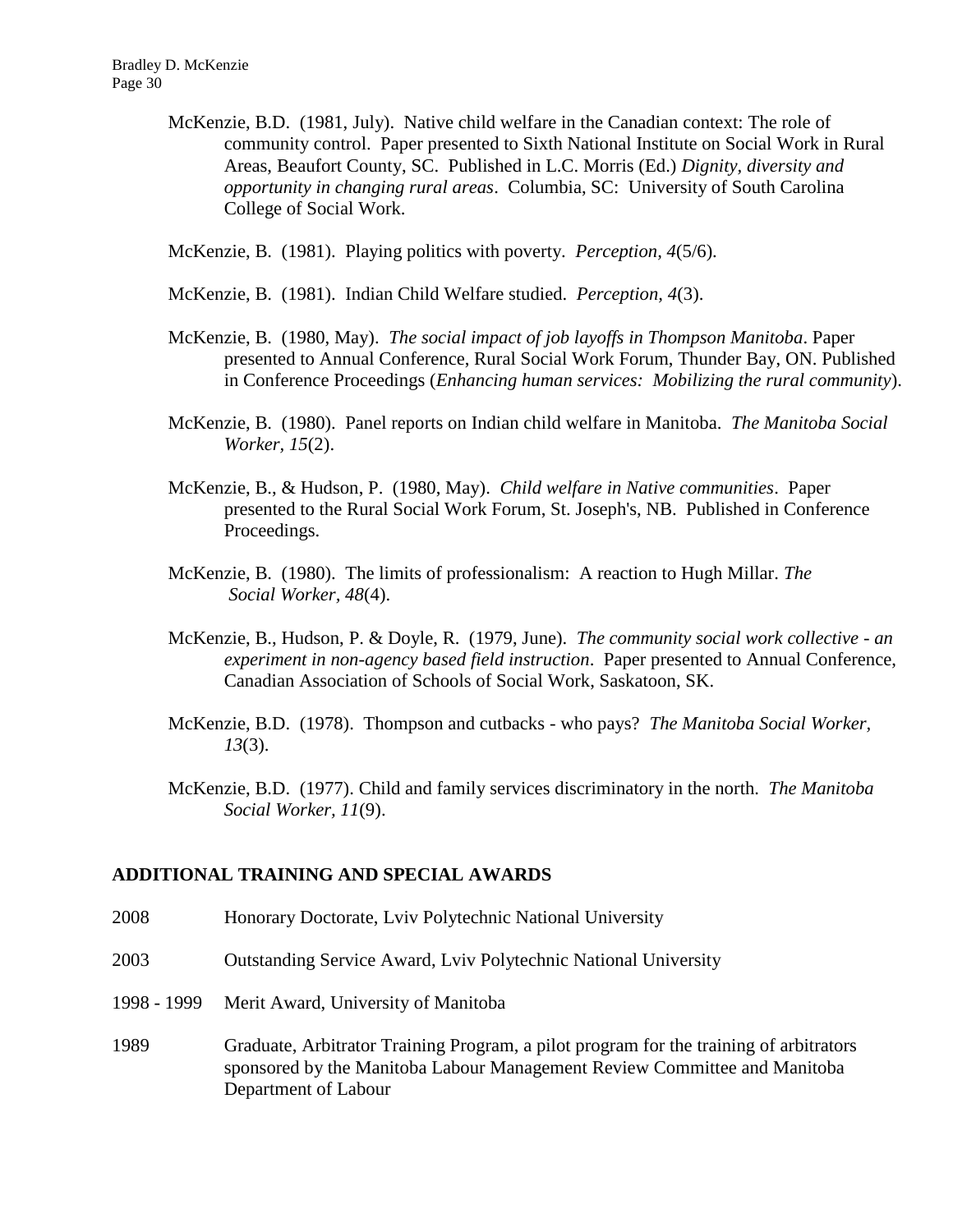McKenzie, B.D. (1981, July). Native child welfare in the Canadian context: The role of community control. Paper presented to Sixth National Institute on Social Work in Rural Areas, Beaufort County, SC. Published in L.C. Morris (Ed.) *Dignity, diversity and opportunity in changing rural areas*. Columbia, SC: University of South Carolina College of Social Work.

McKenzie, B. (1981). Playing politics with poverty. *Perception, 4*(5/6).

McKenzie, B. (1981). Indian Child Welfare studied. *Perception, 4*(3).

McKenzie, B. (1980, May). *The social impact of job layoffs in Thompson Manitoba*. Paper presented to Annual Conference, Rural Social Work Forum, Thunder Bay, ON. Published in Conference Proceedings (*Enhancing human services: Mobilizing the rural community*).

McKenzie, B. (1980). Panel reports on Indian child welfare in Manitoba. *The Manitoba Social Worker, 15*(2).

McKenzie, B., & Hudson, P. (1980, May). *Child welfare in Native communities*. Paper presented to the Rural Social Work Forum, St. Joseph's, NB. Published in Conference Proceedings.

McKenzie, B. (1980). The limits of professionalism: A reaction to Hugh Millar. *The Social Worker, 48*(4).

McKenzie, B., Hudson, P. & Doyle, R. (1979, June). *The community social work collective - an experiment in non-agency based field instruction*. Paper presented to Annual Conference, Canadian Association of Schools of Social Work, Saskatoon, SK.

McKenzie, B.D. (1978). Thompson and cutbacks - who pays? *The Manitoba Social Worker, 13*(3).

McKenzie, B.D. (1977). Child and family services discriminatory in the north. *The Manitoba Social Worker, 11*(9).

## ADDITIONAL TRAINING AND SPECIAL AWARDS

2008 Honorary Doctorate, Lviv Polytechnic National University

2003 Outstanding Service Award, Lviv Polytechnic National University

1998 - 1999 Merit Award, University of Manitoba

1989 Graduate, Arbitrator Training Program, a pilot program for the training of arbitrators sponsored by the Manitoba Labour Management Review Committee and Manitoba Department of Labour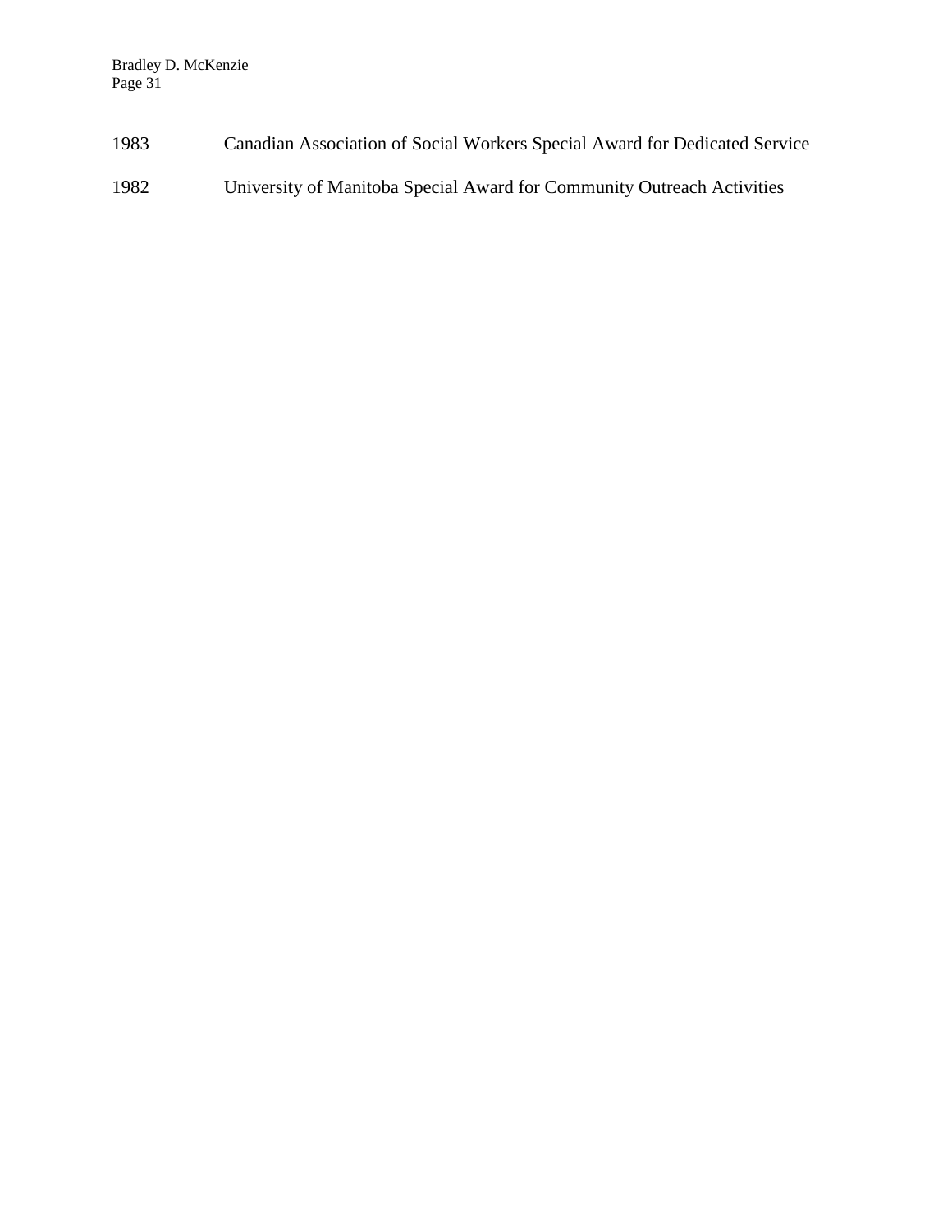1983 Canadian Association of Social Workers Special Award for Dedicated Service

1982 University of Manitoba Special Award for Community Outreach Activities